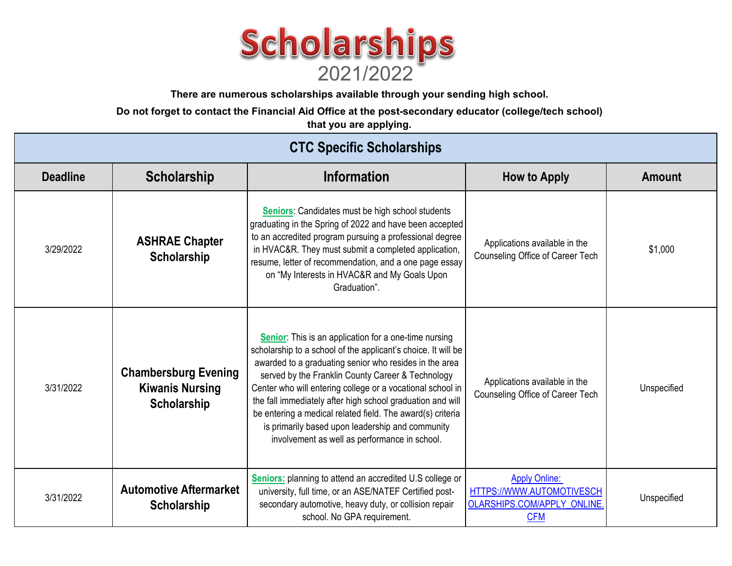# Scholarships

2021/2022

**There are numerous scholarships available through your sending high school.**

**Do not forget to contact the Financial Aid Office at the post-secondary educator (college/tech school) that you are applying.**

| CTC Specific Scholarships | | | | |
|---|---|---|---|---|
| **Deadline** | **Scholarship** | **Information** | **How to Apply** | **Amount** |
| 3/29/2022 | **ASHRAE Chapter Scholarship** | **Seniors**: Candidates must be high school students graduating in the Spring of 2022 and have been accepted to an accredited program pursuing a professional degree in HVAC&R. They must submit a completed application, resume, letter of recommendation, and a one page essay on "My Interests in HVAC&R and My Goals Upon Graduation". | Applications available in the Counseling Office of Career Tech | $1,000 |
| 3/31/2022 | **Chambersburg Evening Kiwanis Nursing Scholarship** | **Senior**: This is an application for a one-time nursing scholarship to a school of the applicant's choice. It will be awarded to a graduating senior who resides in the area served by the Franklin County Career & Technology Center who will entering college or a vocational school in the fall immediately after high school graduation and will be entering a medical related field. The award(s) criteria is primarily based upon leadership and community involvement as well as performance in school. | Applications available in the Counseling Office of Career Tech | Unspecified |
| 3/31/2022 | **Automotive Aftermarket Scholarship** | **Seniors:** planning to attend an accredited U.S college or university, full time, or an ASE/NATEF Certified post-secondary automotive, heavy duty, or collision repair school. No GPA requirement. | Apply Online: HTTPS://WWW.AUTOMOTIVESCHOLARSHIPS.COM/APPLY_ONLINE.CFM | Unspecified |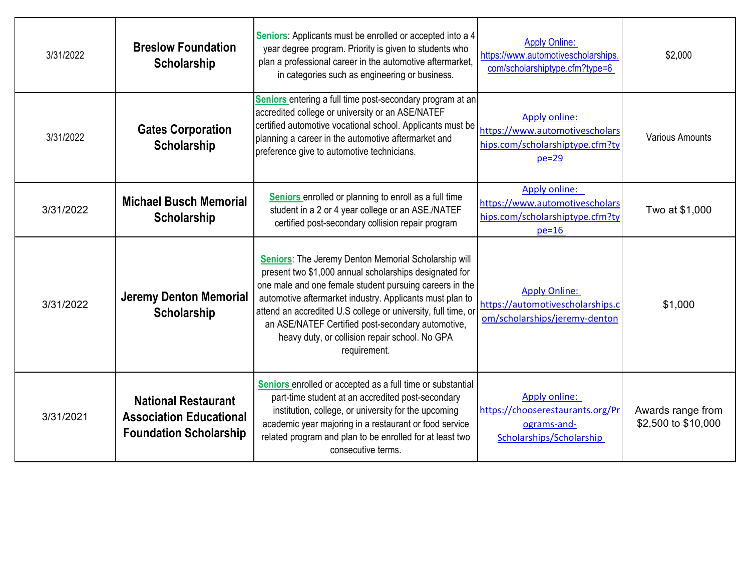| | | | | |
|---|---|---|---|---|
| 3/31/2022 | **Breslow Foundation Scholarship** | **Seniors**: Applicants must be enrolled or accepted into a 4 year degree program. Priority is given to students who plan a professional career in the automotive aftermarket, in categories such as engineering or business. | Apply Online: https://www.automotivescholarships.com/scholarshiptype.cfm?type=6 | $2,000 |
| 3/31/2022 | **Gates Corporation Scholarship** | **Seniors** entering a full time post-secondary program at an accredited college or university or an ASE/NATEF certified automotive vocational school. Applicants must be planning a career in the automotive aftermarket and preference give to automotive technicians. | Apply online: https://www.automotivescholarships.com/scholarshiptype.cfm?type=29 | Various Amounts |
| 3/31/2022 | **Michael Busch Memorial Scholarship** | **Seniors** enrolled or planning to enroll as a full time student in a 2 or 4 year college or an ASE./NATEF certified post-secondary collision repair program | Apply online: https://www.automotivescholarships.com/scholarshiptype.cfm?type=16 | Two at $1,000 |
| 3/31/2022 | **Jeremy Denton Memorial Scholarship** | **Seniors**: The Jeremy Denton Memorial Scholarship will present two $1,000 annual scholarships designated for one male and one female student pursuing careers in the automotive aftermarket industry. Applicants must plan to attend an accredited U.S college or university, full time, or an ASE/NATEF Certified post-secondary automotive, heavy duty, or collision repair school. No GPA requirement. | Apply Online: https://automotivescholarships.com/scholarships/jeremy-denton | $1,000 |
| 3/31/2021 | **National Restaurant Association Educational Foundation Scholarship** | **Seniors** enrolled or accepted as a full time or substantial part-time student at an accredited post-secondary institution, college, or university for the upcoming academic year majoring in a restaurant or food service related program and plan to be enrolled for at least two consecutive terms. | Apply online: https://chooserestaurants.org/Programs-and-Scholarships/Scholarship | Awards range from $2,500 to $10,000 |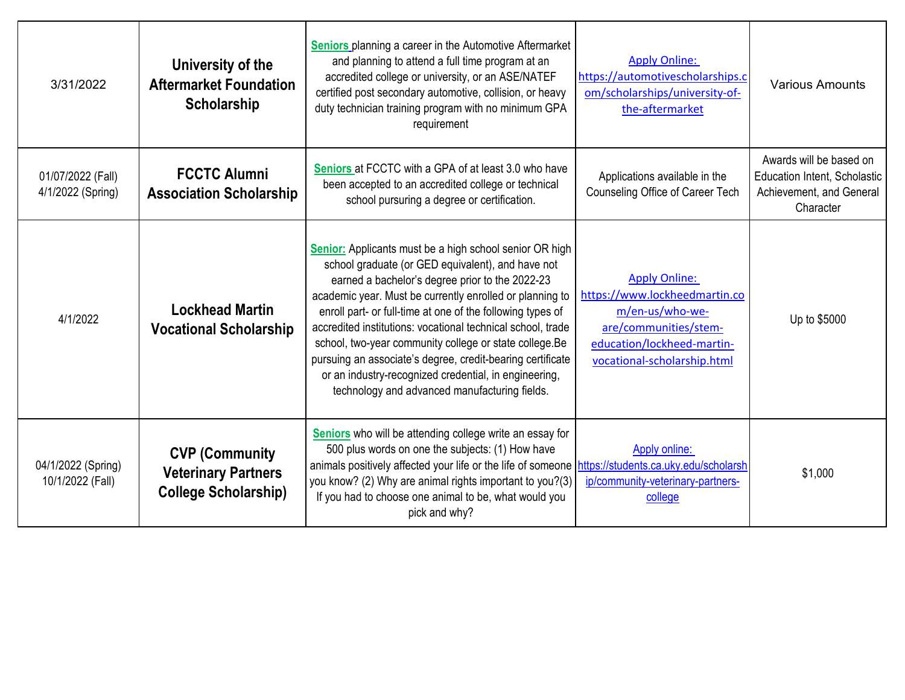| | | | | |
|---|---|---|---|---|
| 3/31/2022 | **University of the Aftermarket Foundation Scholarship** | **Seniors** planning a career in the Automotive Aftermarket and planning to attend a full time program at an accredited college or university, or an ASE/NATEF certified post secondary automotive, collision, or heavy duty technician training program with no minimum GPA requirement | Apply Online: https://automotivescholarships.com/scholarships/university-of-the-aftermarket | Various Amounts |
| 01/07/2022 (Fall) 4/1/2022 (Spring) | **FCCTC Alumni Association Scholarship** | **Seniors** at FCCTC with a GPA of at least 3.0 who have been accepted to an accredited college or technical school pursuing a degree or certification. | Applications available in the Counseling Office of Career Tech | Awards will be based on Education Intent, Scholastic Achievement, and General Character |
| 4/1/2022 | **Lockhead Martin Vocational Scholarship** | **Senior:** Applicants must be a high school senior OR high school graduate (or GED equivalent), and have not earned a bachelor's degree prior to the 2022-23 academic year. Must be currently enrolled or planning to enroll part- or full-time at one of the following types of accredited institutions: vocational technical school, trade school, two-year community college or state college.Be pursuing an associate's degree, credit-bearing certificate or an industry-recognized credential, in engineering, technology and advanced manufacturing fields. | Apply Online: https://www.lockheedmartin.com/en-us/who-we-are/communities/stem-education/lockheed-martin-vocational-scholarship.html | Up to $5000 |
| 04/1/2022 (Spring) 10/1/2022 (Fall) | **CVP (Community Veterinary Partners College Scholarship)** | **Seniors** who will be attending college write an essay for 500 plus words on one the subjects: (1) How have animals positively affected your life or the life of someone you know? (2) Why are animal rights important to you?(3) If you had to choose one animal to be, what would you pick and why? | Apply online: https://students.ca.uky.edu/scholarship/community-veterinary-partners-college | $1,000 |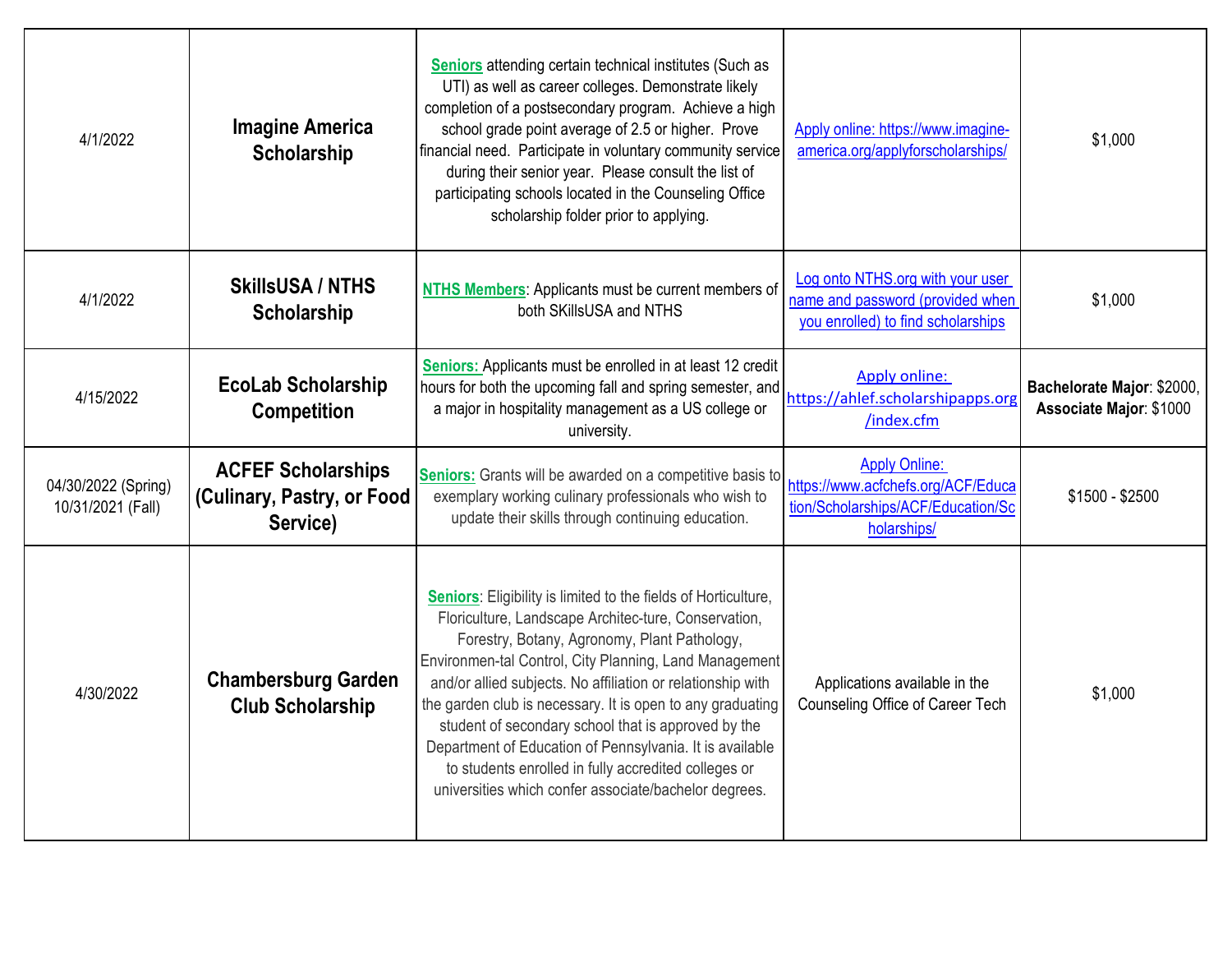| | | | | |
|---|---|---|---|---|
| 4/1/2022 | **Imagine America Scholarship** | **Seniors** attending certain technical institutes (Such as UTI) as well as career colleges. Demonstrate likely completion of a postsecondary program. Achieve a high school grade point average of 2.5 or higher. Prove financial need. Participate in voluntary community service during their senior year. Please consult the list of participating schools located in the Counseling Office scholarship folder prior to applying. | Apply online: https://www.imagine-america.org/applyforscholarships/ | $1,000 |
| 4/1/2022 | **SkillsUSA / NTHS Scholarship** | **NTHS Members**: Applicants must be current members of both SKillsUSA and NTHS | Log onto NTHS.org with your user name and password (provided when you enrolled) to find scholarships | $1,000 |
| 4/15/2022 | **EcoLab Scholarship Competition** | **Seniors:** Applicants must be enrolled in at least 12 credit hours for both the upcoming fall and spring semester, and a major in hospitality management as a US college or university. | Apply online: https://ahlef.scholarshipapps.org/index.cfm | **Bachelorate Major**: $2000, **Associate Major**: $1000 |
| 04/30/2022 (Spring) 10/31/2021 (Fall) | **ACFEF Scholarships (Culinary, Pastry, or Food Service)** | **Seniors:** Grants will be awarded on a competitive basis to exemplary working culinary professionals who wish to update their skills through continuing education. | Apply Online: https://www.acfchefs.org/ACF/Education/Scholarships/ACF/Education/Scholarships/ | $1500 - $2500 |
| 4/30/2022 | **Chambersburg Garden Club Scholarship** | **Seniors**: Eligibility is limited to the fields of Horticulture, Floriculture, Landscape Architec-ture, Conservation, Forestry, Botany, Agronomy, Plant Pathology, Environmen-tal Control, City Planning, Land Management and/or allied subjects. No affiliation or relationship with the garden club is necessary. It is open to any graduating student of secondary school that is approved by the Department of Education of Pennsylvania. It is available to students enrolled in fully accredited colleges or universities which confer associate/bachelor degrees. | Applications available in the Counseling Office of Career Tech | $1,000 |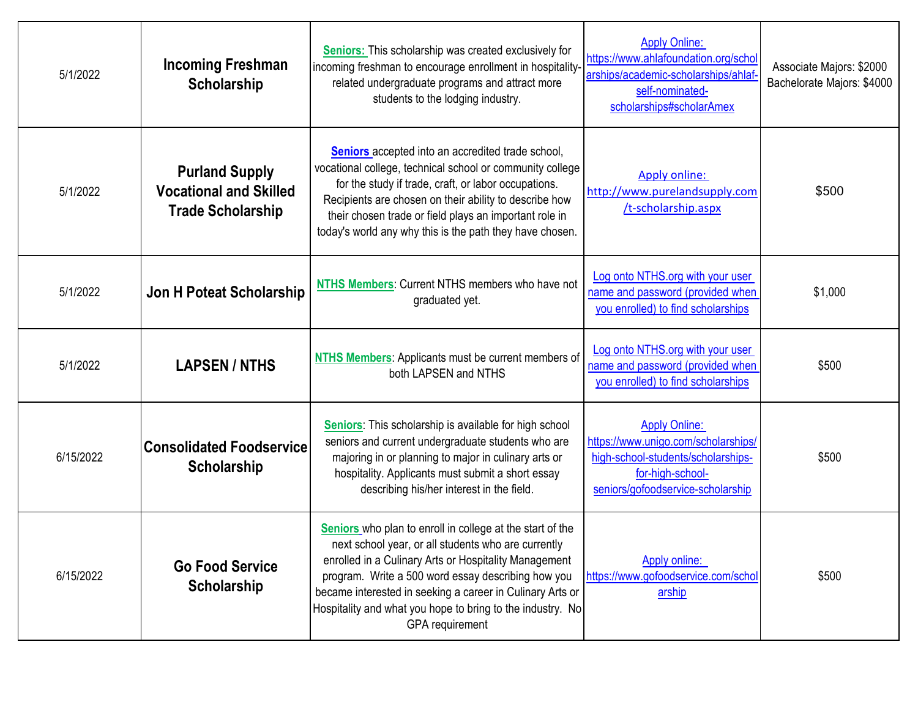| | | | | |
|---|---|---|---|---|
| 5/1/2022 | **Incoming Freshman Scholarship** | **Seniors:** This scholarship was created exclusively for incoming freshman to encourage enrollment in hospitality-related undergraduate programs and attract more students to the lodging industry. | Apply Online: https://www.ahlafoundation.org/scholarships/academic-scholarships/ahlaf-self-nominated-scholarships#scholarAmex | Associate Majors: $2000<br>Bachelorate Majors: $4000 |
| 5/1/2022 | **Purland Supply Vocational and Skilled Trade Scholarship** | **Seniors** accepted into an accredited trade school, vocational college, technical school or community college for the study if trade, craft, or labor occupations. Recipients are chosen on their ability to describe how their chosen trade or field plays an important role in today's world any why this is the path they have chosen. | Apply online: http://www.purelandsupply.com/t-scholarship.aspx | $500 |
| 5/1/2022 | **Jon H Poteat Scholarship** | **NTHS Members**: Current NTHS members who have not graduated yet. | Log onto NTHS.org with your user name and password (provided when you enrolled) to find scholarships | $1,000 |
| 5/1/2022 | **LAPSEN / NTHS** | **NTHS Members**: Applicants must be current members of both LAPSEN and NTHS | Log onto NTHS.org with your user name and password (provided when you enrolled) to find scholarships | $500 |
| 6/15/2022 | **Consolidated Foodservice Scholarship** | **Seniors**: This scholarship is available for high school seniors and current undergraduate students who are majoring in or planning to major in culinary arts or hospitality. Applicants must submit a short essay describing his/her interest in the field. | Apply Online: https://www.unigo.com/scholarships/high-school-students/scholarships-for-high-school-seniors/gofoodservice-scholarship | $500 |
| 6/15/2022 | **Go Food Service Scholarship** | **Seniors** who plan to enroll in college at the start of the next school year, or all students who are currently enrolled in a Culinary Arts or Hospitality Management program. Write a 500 word essay describing how you became interested in seeking a career in Culinary Arts or Hospitality and what you hope to bring to the industry. No GPA requirement | Apply online: https://www.gofoodservice.com/scholarship | $500 |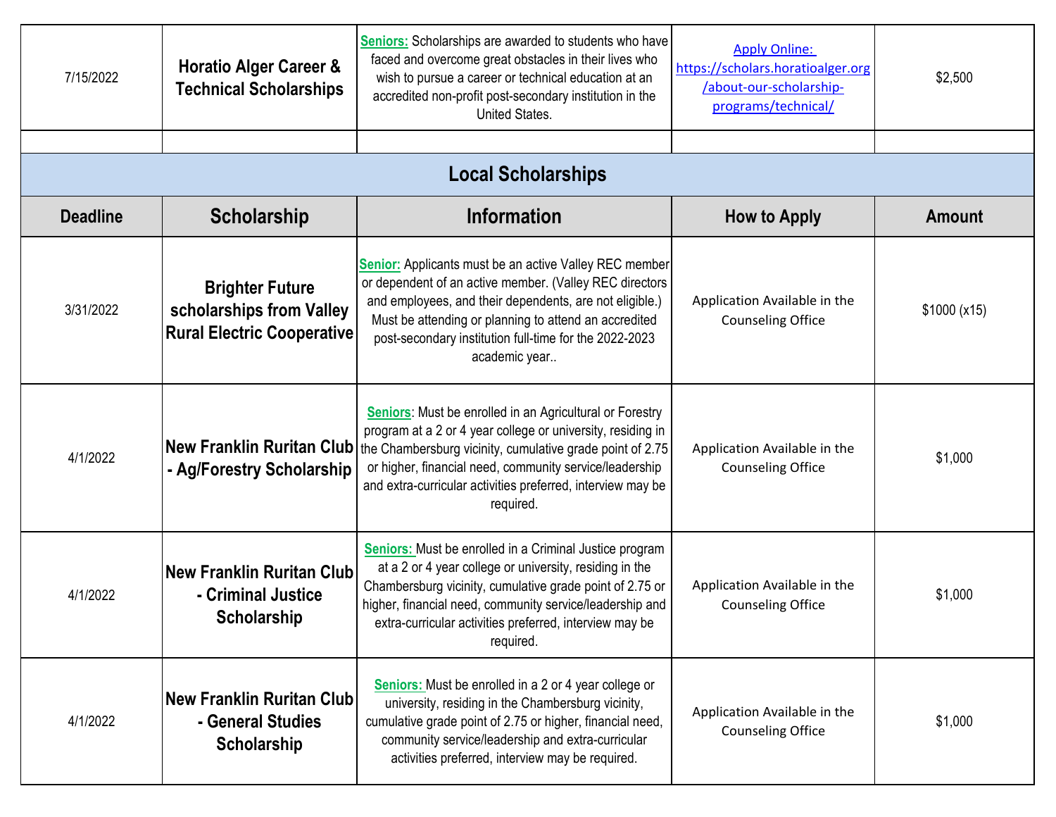| | | | | |
|---|---|---|---|---|
| 7/15/2022 | **Horatio Alger Career & Technical Scholarships** | **Seniors:** Scholarships are awarded to students who have faced and overcome great obstacles in their lives who wish to pursue a career or technical education at an accredited non-profit post-secondary institution in the United States. | Apply Online: https://scholars.horatioalger.org/about-our-scholarship-programs/technical/ | $2,500 |
| | | | | |

## Local Scholarships

| Deadline | Scholarship | Information | How to Apply | Amount |
|---|---|---|---|---|
| 3/31/2022 | **Brighter Future scholarships from Valley Rural Electric Cooperative** | **Senior:** Applicants must be an active Valley REC member or dependent of an active member. (Valley REC directors and employees, and their dependents, are not eligible.) Must be attending or planning to attend an accredited post-secondary institution full-time for the 2022-2023 academic year.. | Application Available in the Counseling Office | $1000 (x15) |
| 4/1/2022 | **New Franklin Ruritan Club - Ag/Forestry Scholarship** | **Seniors**: Must be enrolled in an Agricultural or Forestry program at a 2 or 4 year college or university, residing in the Chambersburg vicinity, cumulative grade point of 2.75 or higher, financial need, community service/leadership and extra-curricular activities preferred, interview may be required. | Application Available in the Counseling Office | $1,000 |
| 4/1/2022 | **New Franklin Ruritan Club - Criminal Justice Scholarship** | **Seniors:** Must be enrolled in a Criminal Justice program at a 2 or 4 year college or university, residing in the Chambersburg vicinity, cumulative grade point of 2.75 or higher, financial need, community service/leadership and extra-curricular activities preferred, interview may be required. | Application Available in the Counseling Office | $1,000 |
| 4/1/2022 | **New Franklin Ruritan Club - General Studies Scholarship** | **Seniors:** Must be enrolled in a 2 or 4 year college or university, residing in the Chambersburg vicinity, cumulative grade point of 2.75 or higher, financial need, community service/leadership and extra-curricular activities preferred, interview may be required. | Application Available in the Counseling Office | $1,000 |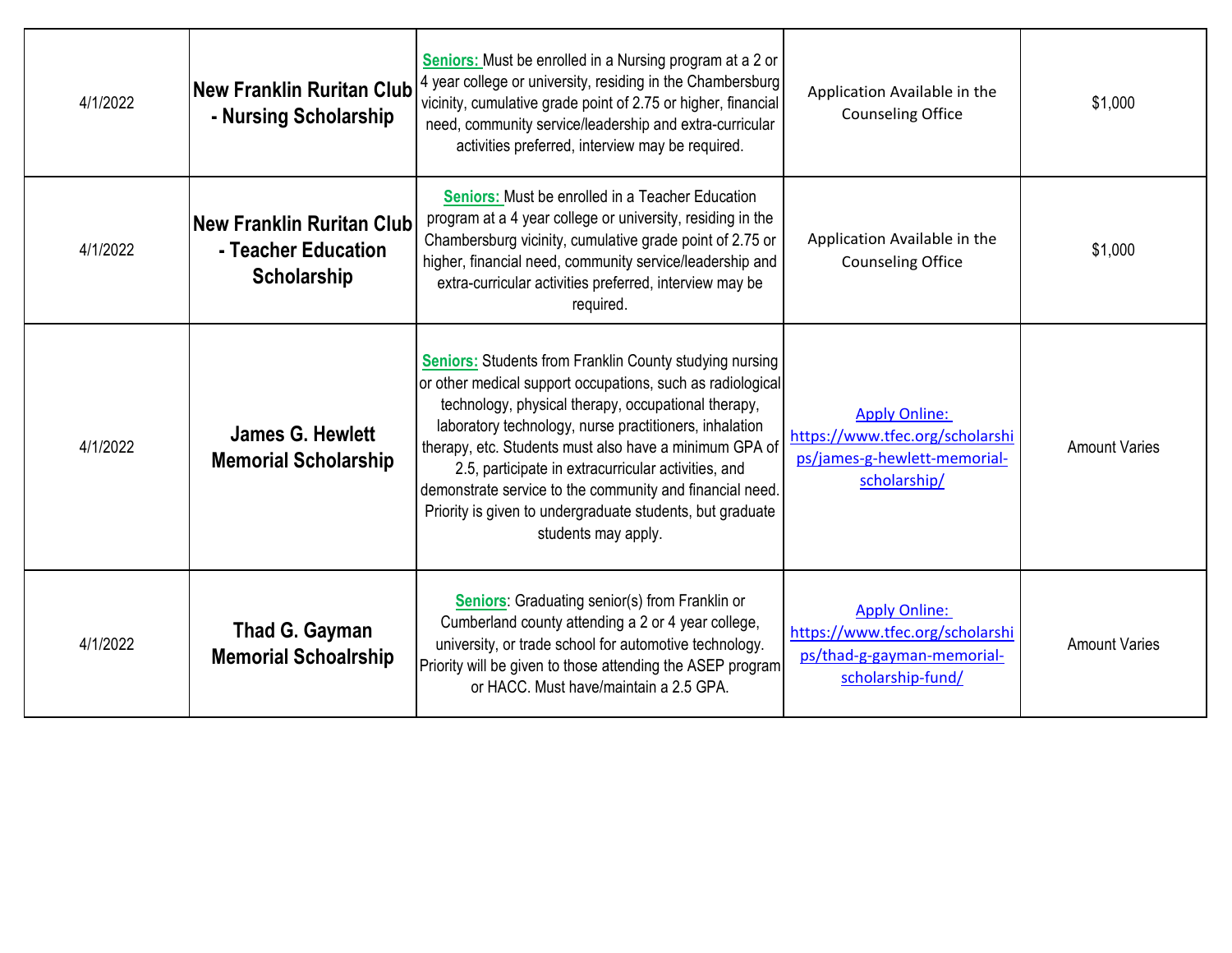| 4/1/2022 | **New Franklin Ruritan Club - Nursing Scholarship** | **Seniors:** Must be enrolled in a Nursing program at a 2 or 4 year college or university, residing in the Chambersburg vicinity, cumulative grade point of 2.75 or higher, financial need, community service/leadership and extra-curricular activities preferred, interview may be required. | Application Available in the Counseling Office | $1,000 |
|---|---|---|---|---|
| 4/1/2022 | **New Franklin Ruritan Club - Teacher Education Scholarship** | **Seniors:** Must be enrolled in a Teacher Education program at a 4 year college or university, residing in the Chambersburg vicinity, cumulative grade point of 2.75 or higher, financial need, community service/leadership and extra-curricular activities preferred, interview may be required. | Application Available in the Counseling Office | $1,000 |
| 4/1/2022 | **James G. Hewlett Memorial Scholarship** | **Seniors:** Students from Franklin County studying nursing or other medical support occupations, such as radiological technology, physical therapy, occupational therapy, laboratory technology, nurse practitioners, inhalation therapy, etc. Students must also have a minimum GPA of 2.5, participate in extracurricular activities, and demonstrate service to the community and financial need. Priority is given to undergraduate students, but graduate students may apply. | Apply Online: https://www.tfec.org/scholarships/james-g-hewlett-memorial-scholarship/ | Amount Varies |
| 4/1/2022 | **Thad G. Gayman Memorial Schoalrship** | **Seniors**: Graduating senior(s) from Franklin or Cumberland county attending a 2 or 4 year college, university, or trade school for automotive technology. Priority will be given to those attending the ASEP program or HACC. Must have/maintain a 2.5 GPA. | Apply Online: https://www.tfec.org/scholarships/thad-g-gayman-memorial-scholarship-fund/ | Amount Varies |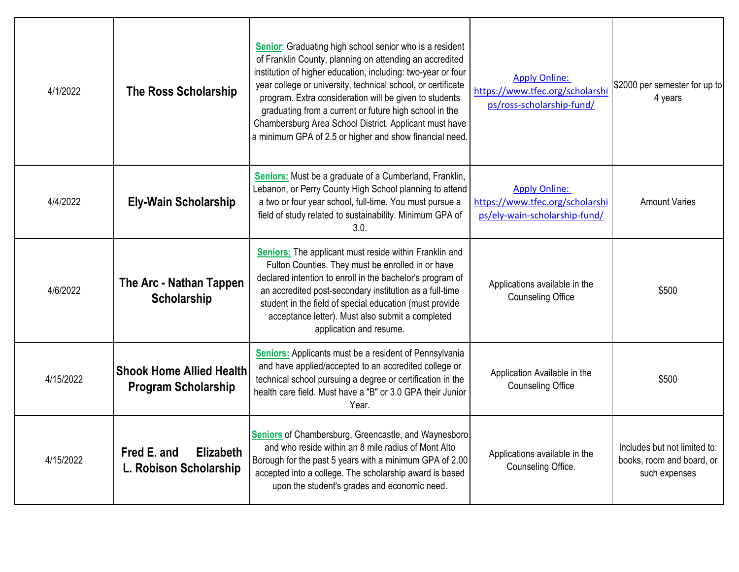| | | | | |
|---|---|---|---|---|
| 4/1/2022 | **The Ross Scholarship** | **Senior**: Graduating high school senior who is a resident of Franklin County, planning on attending an accredited institution of higher education, including: two-year or four year college or university, technical school, or certificate program. Extra consideration will be given to students graduating from a current or future high school in the Chambersburg Area School District. Applicant must have a minimum GPA of 2.5 or higher and show financial need. | Apply Online: https://www.tfec.org/scholarships/ross-scholarship-fund/ | $2000 per semester for up to 4 years |
| 4/4/2022 | **Ely-Wain Scholarship** | **Seniors:** Must be a graduate of a Cumberland, Franklin, Lebanon, or Perry County High School planning to attend a two or four year school, full-time. You must pursue a field of study related to sustainability. Minimum GPA of 3.0. | Apply Online: https://www.tfec.org/scholarships/ely-wain-scholarship-fund/ | Amount Varies |
| 4/6/2022 | **The Arc - Nathan Tappen Scholarship** | **Seniors:** The applicant must reside within Franklin and Fulton Counties. They must be enrolled in or have declared intention to enroll in the bachelor's program of an accredited post-secondary institution as a full-time student in the field of special education (must provide acceptance letter). Must also submit a completed application and resume. | Applications available in the Counseling Office | $500 |
| 4/15/2022 | **Shook Home Allied Health Program Scholarship** | **Seniors:** Applicants must be a resident of Pennsylvania and have applied/accepted to an accredited college or technical school pursuing a degree or certification in the health care field. Must have a "B" or 3.0 GPA their Junior Year. | Application Available in the Counseling Office | $500 |
| 4/15/2022 | **Fred E. and Elizabeth L. Robison Scholarship** | **Seniors** of Chambersburg, Greencastle, and Waynesboro and who reside within an 8 mile radius of Mont Alto Borough for the past 5 years with a minimum GPA of 2.00 accepted into a college. The scholarship award is based upon the student's grades and economic need. | Applications available in the Counseling Office. | Includes but not limited to: books, room and board, or such expenses |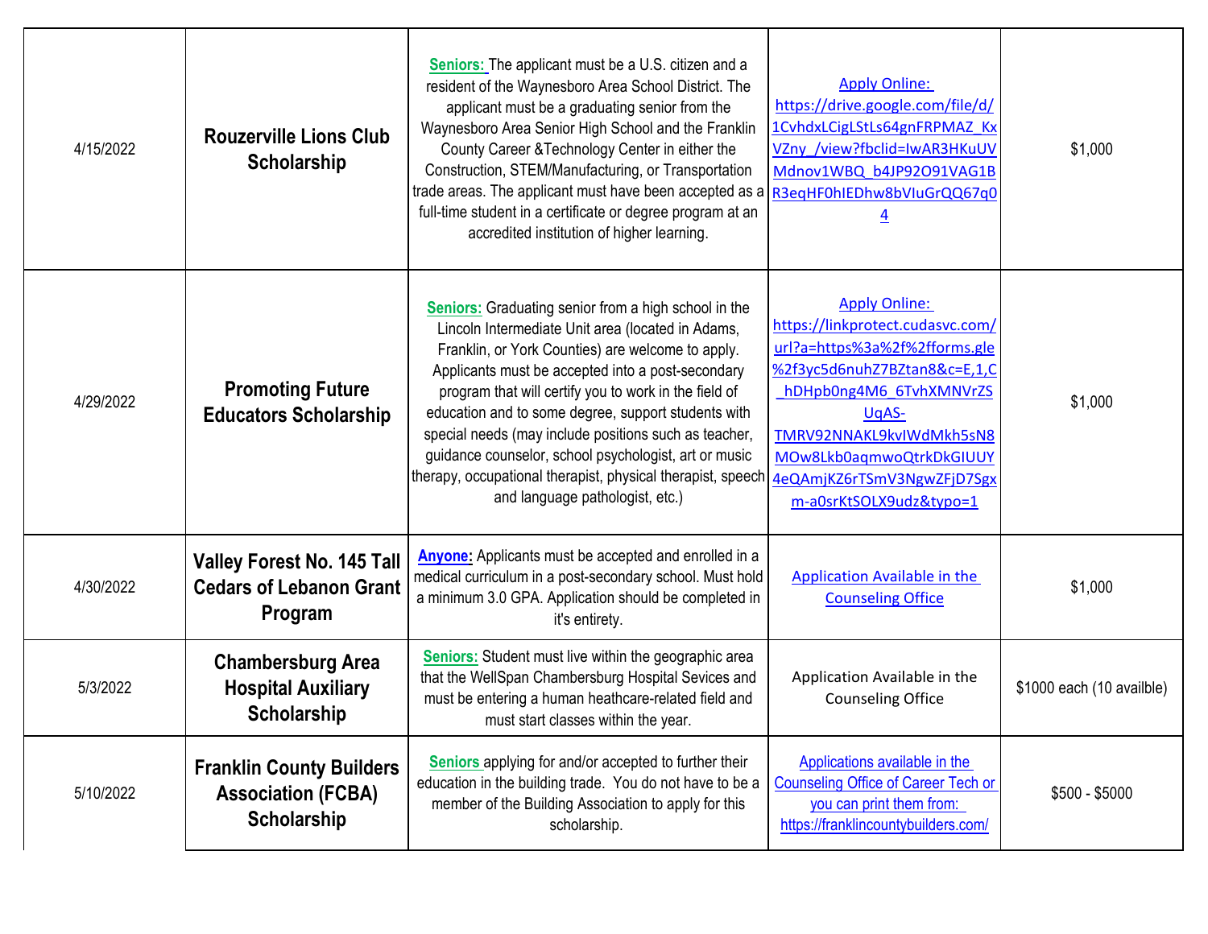| | | | | |
|---|---|---|---|---|
| 4/15/2022 | **Rouzerville Lions Club Scholarship** | **Seniors:** The applicant must be a U.S. citizen and a resident of the Waynesboro Area School District. The applicant must be a graduating senior from the Waynesboro Area Senior High School and the Franklin County Career &Technology Center in either the Construction, STEM/Manufacturing, or Transportation trade areas. The applicant must have been accepted as a full-time student in a certificate or degree program at an accredited institution of higher learning. | Apply Online: https://drive.google.com/file/d/1CvhdxLCigLStLs64gnFRPMAZ_KxVZny_/view?fbclid=IwAR3HKuUVMdnov1WBQ_b4JP92O91VAG1BR3eqHF0hIEDhw8bVIuGrQQ67q04 | $1,000 |
| 4/29/2022 | **Promoting Future Educators Scholarship** | **Seniors:** Graduating senior from a high school in the Lincoln Intermediate Unit area (located in Adams, Franklin, or York Counties) are welcome to apply. Applicants must be accepted into a post-secondary program that will certify you to work in the field of education and to some degree, support students with special needs (may include positions such as teacher, guidance counselor, school psychologist, art or music therapy, occupational therapist, physical therapist, speech and language pathologist, etc.) | Apply Online: https://linkprotect.cudasvc.com/url?a=https%3a%2f%2fforms.gle%2f3yc5d6nuhZ7BZtan8&c=E,1,C_hDHpb0ng4M6_6TvhXMNVrZSUqAS-TMRV92NNAKL9kvIWdMkh5sN8MOw8Lkb0aqmwoQtrkDkGIUUY4eQAmjKZ6rTSmV3NgwZFjD7Sgxm-a0srKtSOLX9udz&typo=1 | $1,000 |
| 4/30/2022 | **Valley Forest No. 145 Tall Cedars of Lebanon Grant Program** | **Anyone:** Applicants must be accepted and enrolled in a medical curriculum in a post-secondary school. Must hold a minimum 3.0 GPA. Application should be completed in it's entirety. | Application Available in the Counseling Office | $1,000 |
| 5/3/2022 | **Chambersburg Area Hospital Auxiliary Scholarship** | **Seniors:** Student must live within the geographic area that the WellSpan Chambersburg Hospital Sevices and must be entering a human heathcare-related field and must start classes within the year. | Application Available in the Counseling Office | $1000 each (10 availble) |
| 5/10/2022 | **Franklin County Builders Association (FCBA) Scholarship** | **Seniors** applying for and/or accepted to further their education in the building trade. You do not have to be a member of the Building Association to apply for this scholarship. | Applications available in the Counseling Office of Career Tech or you can print them from: https://franklincountybuilders.com/ | $500 - $5000 |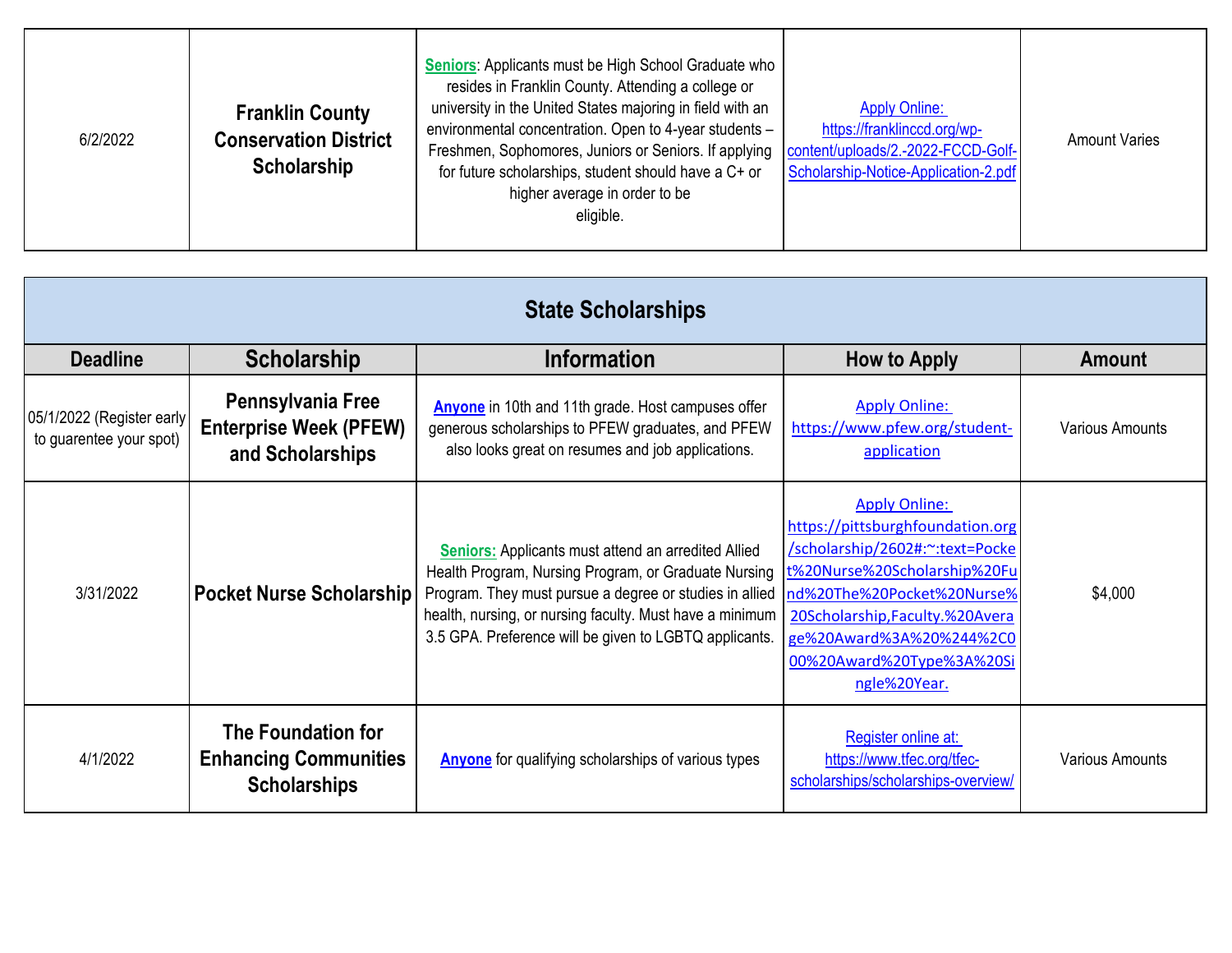| | | | | |
|---|---|---|---|---|
| 6/2/2022 | **Franklin County Conservation District Scholarship** | **Seniors**: Applicants must be High School Graduate who resides in Franklin County. Attending a college or university in the United States majoring in field with an environmental concentration. Open to 4-year students – Freshmen, Sophomores, Juniors or Seniors. If applying for future scholarships, student should have a C+ or higher average in order to be eligible. | Apply Online: https://franklinccd.org/wp-content/uploads/2.-2022-FCCD-Golf-Scholarship-Notice-Application-2.pdf | Amount Varies |

## State Scholarships

| Deadline | Scholarship | Information | How to Apply | Amount |
|---|---|---|---|---|
| 05/1/2022 (Register early to guarentee your spot) | **Pennsylvania Free Enterprise Week (PFEW) and Scholarships** | **Anyone** in 10th and 11th grade. Host campuses offer generous scholarships to PFEW graduates, and PFEW also looks great on resumes and job applications. | Apply Online: https://www.pfew.org/student-application | Various Amounts |
| 3/31/2022 | **Pocket Nurse Scholarship** | **Seniors:** Applicants must attend an arredited Allied Health Program, Nursing Program, or Graduate Nursing Program. They must pursue a degree or studies in allied health, nursing, or nursing faculty. Must have a minimum 3.5 GPA. Preference will be given to LGBTQ applicants. | Apply Online: https://pittsburghfoundation.org/scholarship/2602#:~:text=Pocket%20Nurse%20Scholarship%20Fund%20The%20Pocket%20Nurse%20Scholarship,Faculty.%20Average%20Award%3A%20%244%2C000%20Award%20Type%3A%20Single%20Year. | $4,000 |
| 4/1/2022 | **The Foundation for Enhancing Communities Scholarships** | **Anyone** for qualifying scholarships of various types | Register online at: https://www.tfec.org/tfec-scholarships/scholarships-overview/ | Various Amounts |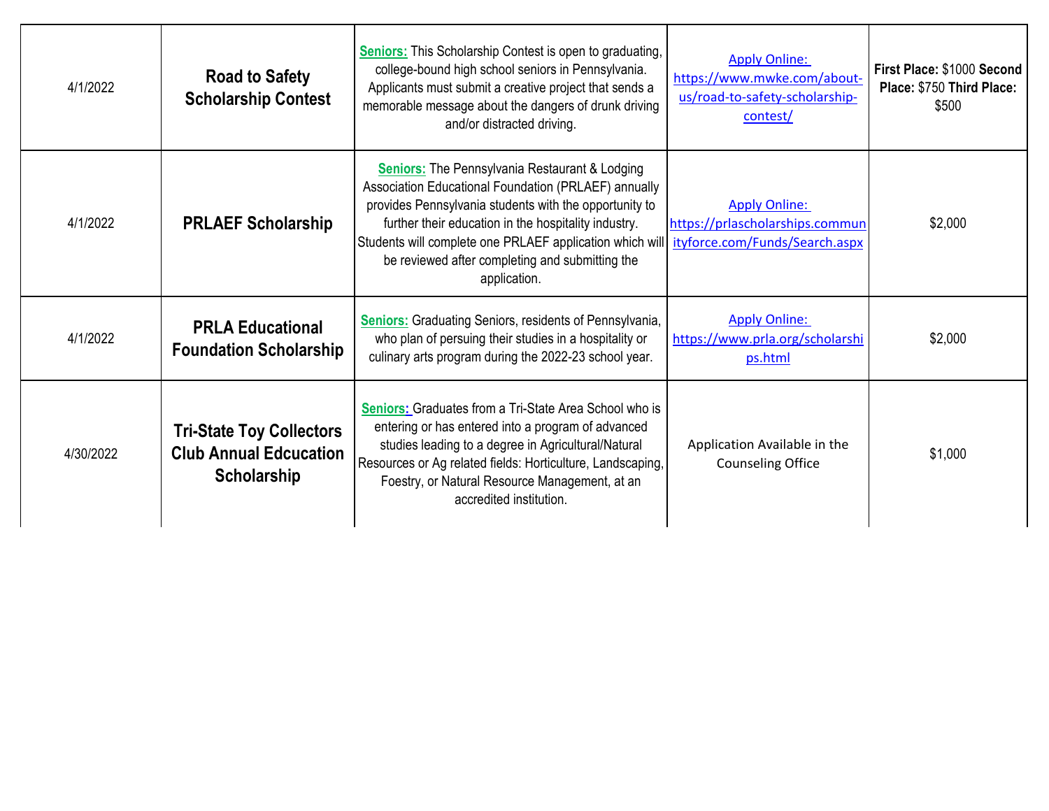| | | | | |
|---|---|---|---|---|
| 4/1/2022 | **Road to Safety Scholarship Contest** | **Seniors:** This Scholarship Contest is open to graduating, college-bound high school seniors in Pennsylvania. Applicants must submit a creative project that sends a memorable message about the dangers of drunk driving and/or distracted driving. | Apply Online: https://www.mwke.com/about-us/road-to-safety-scholarship-contest/ | **First Place:** $1000 **Second Place:** $750 **Third Place:** $500 |
| 4/1/2022 | **PRLAEF Scholarship** | **Seniors:** The Pennsylvania Restaurant & Lodging Association Educational Foundation (PRLAEF) annually provides Pennsylvania students with the opportunity to further their education in the hospitality industry. Students will complete one PRLAEF application which will be reviewed after completing and submitting the application. | Apply Online: https://prlascholarships.communityforce.com/Funds/Search.aspx | $2,000 |
| 4/1/2022 | **PRLA Educational Foundation Scholarship** | **Seniors:** Graduating Seniors, residents of Pennsylvania, who plan of persuing their studies in a hospitality or culinary arts program during the 2022-23 school year. | Apply Online: https://www.prla.org/scholarships.html | $2,000 |
| 4/30/2022 | **Tri-State Toy Collectors Club Annual Edcucation Scholarship** | **Seniors:** Graduates from a Tri-State Area School who is entering or has entered into a program of advanced studies leading to a degree in Agricultural/Natural Resources or Ag related fields: Horticulture, Landscaping, Foestry, or Natural Resource Management, at an accredited institution. | Application Available in the Counseling Office | $1,000 |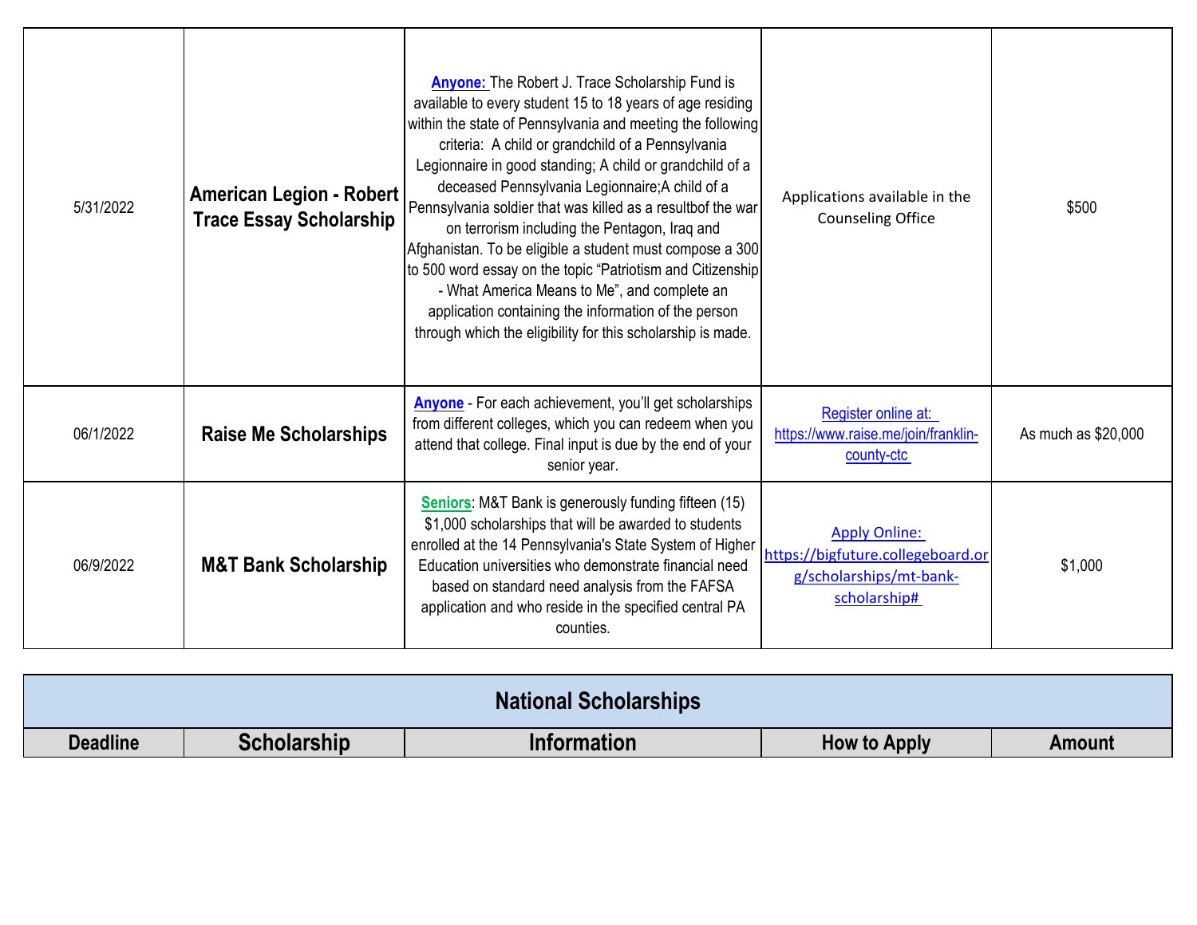| 5/31/2022 | **American Legion - Robert Trace Essay Scholarship** | **Anyone:** The Robert J. Trace Scholarship Fund is available to every student 15 to 18 years of age residing within the state of Pennsylvania and meeting the following criteria: A child or grandchild of a Pennsylvania Legionnaire in good standing; A child or grandchild of a deceased Pennsylvania Legionnaire;A child of a Pennsylvania soldier that was killed as a resultbof the war on terrorism including the Pentagon, Iraq and Afghanistan. To be eligible a student must compose a 300 to 500 word essay on the topic "Patriotism and Citizenship - What America Means to Me", and complete an application containing the information of the person through which the eligibility for this scholarship is made. | Applications available in the Counseling Office | $500 |
|---|---|---|---|---|
| 06/1/2022 | **Raise Me Scholarships** | **Anyone** - For each achievement, you'll get scholarships from different colleges, which you can redeem when you attend that college. Final input is due by the end of your senior year. | Register online at: https://www.raise.me/join/franklin-county-ctc | As much as $20,000 |
| 06/9/2022 | **M&T Bank Scholarship** | **Seniors**: M&T Bank is generously funding fifteen (15) $1,000 scholarships that will be awarded to students enrolled at the 14 Pennsylvania's State System of Higher Education universities who demonstrate financial need based on standard need analysis from the FAFSA application and who reside in the specified central PA counties. | Apply Online: https://bigfuture.collegeboard.org/scholarships/mt-bank-scholarship# | $1,000 |

## National Scholarships

| Deadline | Scholarship | Information | How to Apply | Amount |
|---|---|---|---|---|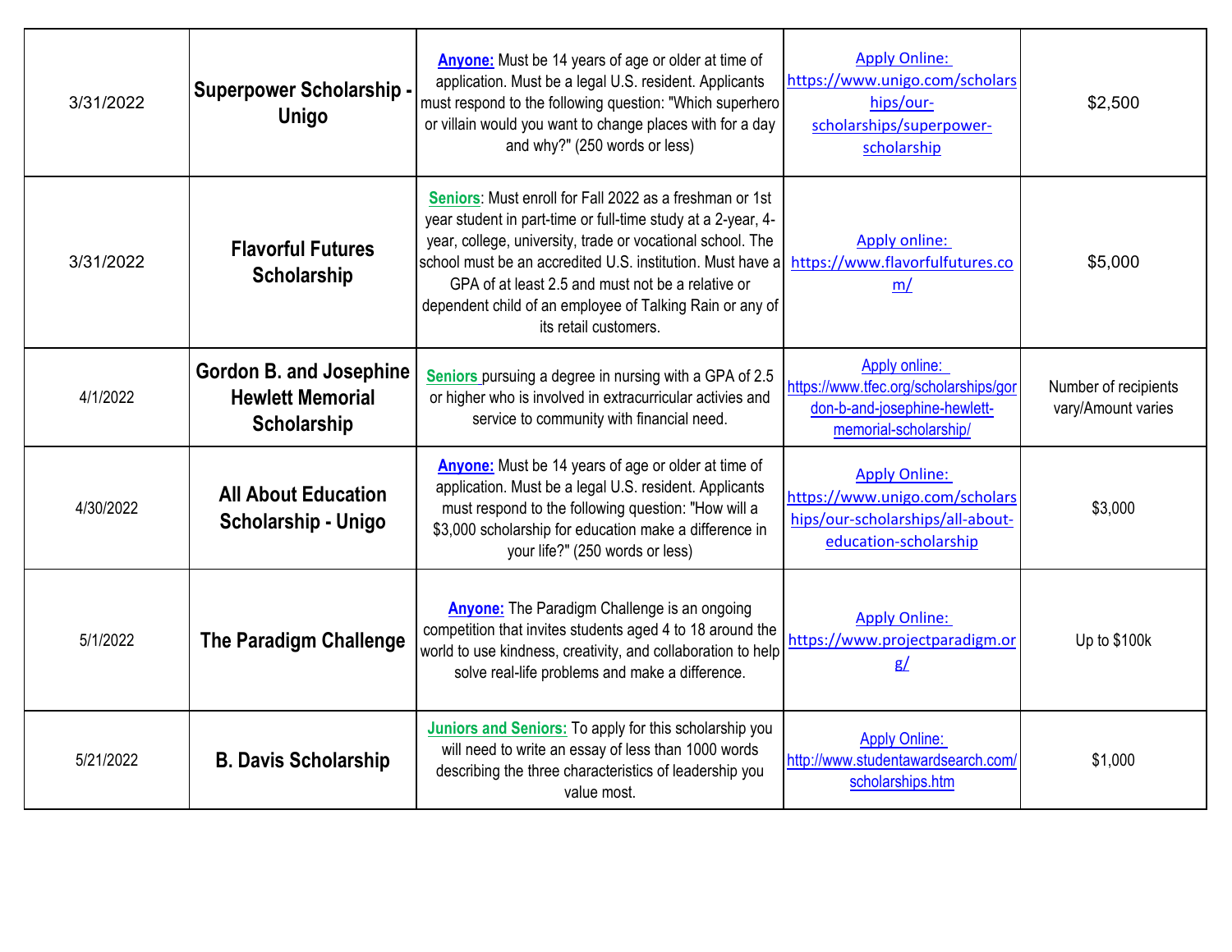| | | | | |
|---|---|---|---|---|
| 3/31/2022 | **Superpower Scholarship - Unigo** | **Anyone:** Must be 14 years of age or older at time of application. Must be a legal U.S. resident. Applicants must respond to the following question: "Which superhero or villain would you want to change places with for a day and why?" (250 words or less) | Apply Online: https://www.unigo.com/scholarships/our-scholarships/superpower-scholarship | $2,500 |
| 3/31/2022 | **Flavorful Futures Scholarship** | **Seniors**: Must enroll for Fall 2022 as a freshman or 1st year student in part-time or full-time study at a 2-year, 4-year, college, university, trade or vocational school. The school must be an accredited U.S. institution. Must have a GPA of at least 2.5 and must not be a relative or dependent child of an employee of Talking Rain or any of its retail customers. | Apply online: https://www.flavorfulfutures.com/ | $5,000 |
| 4/1/2022 | **Gordon B. and Josephine Hewlett Memorial Scholarship** | **Seniors** pursuing a degree in nursing with a GPA of 2.5 or higher who is involved in extracurricular activies and service to community with financial need. | Apply online: https://www.tfec.org/scholarships/gordon-b-and-josephine-hewlett-memorial-scholarship/ | Number of recipients vary/Amount varies |
| 4/30/2022 | **All About Education Scholarship - Unigo** | **Anyone:** Must be 14 years of age or older at time of application. Must be a legal U.S. resident. Applicants must respond to the following question: "How will a $3,000 scholarship for education make a difference in your life?" (250 words or less) | Apply Online: https://www.unigo.com/scholarships/our-scholarships/all-about-education-scholarship | $3,000 |
| 5/1/2022 | **The Paradigm Challenge** | **Anyone:** The Paradigm Challenge is an ongoing competition that invites students aged 4 to 18 around the world to use kindness, creativity, and collaboration to help solve real-life problems and make a difference. | Apply Online: https://www.projectparadigm.org/ | Up to $100k |
| 5/21/2022 | **B. Davis Scholarship** | **Juniors and Seniors:** To apply for this scholarship you will need to write an essay of less than 1000 words describing the three characteristics of leadership you value most. | Apply Online: http://www.studentawardsearch.com/scholarships.htm | $1,000 |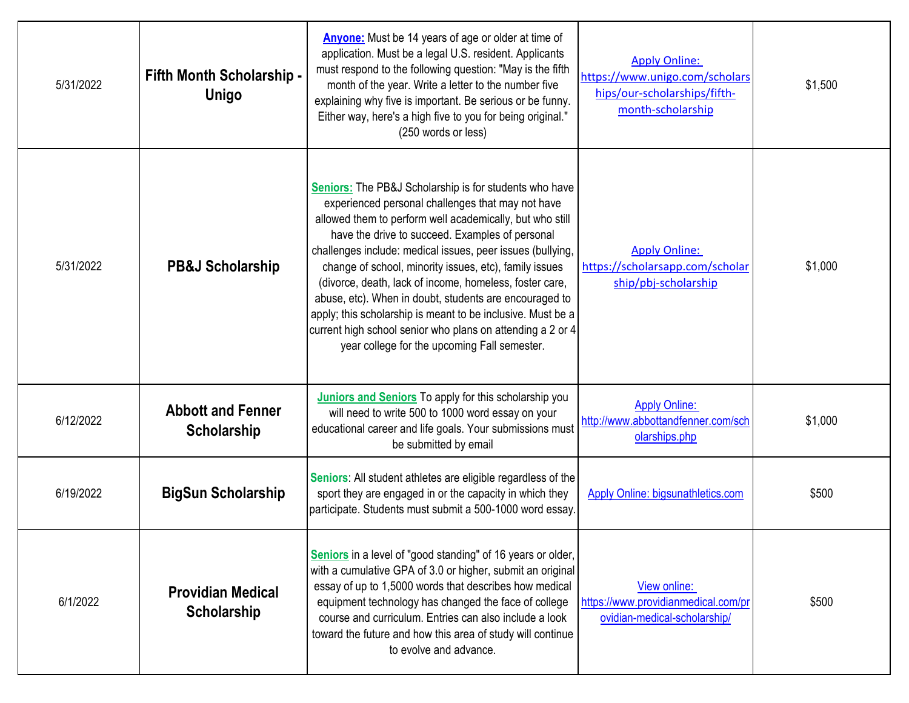| | | | | |
|---|---|---|---|---|
| 5/31/2022 | **Fifth Month Scholarship - Unigo** | **Anyone:** Must be 14 years of age or older at time of application. Must be a legal U.S. resident. Applicants must respond to the following question: "May is the fifth month of the year. Write a letter to the number five explaining why five is important. Be serious or be funny. Either way, here's a high five to you for being original." (250 words or less) | Apply Online: https://www.unigo.com/scholarships/our-scholarships/fifth-month-scholarship | $1,500 |
| 5/31/2022 | **PB&J Scholarship** | **Seniors:** The PB&J Scholarship is for students who have experienced personal challenges that may not have allowed them to perform well academically, but who still have the drive to succeed. Examples of personal challenges include: medical issues, peer issues (bullying, change of school, minority issues, etc), family issues (divorce, death, lack of income, homeless, foster care, abuse, etc). When in doubt, students are encouraged to apply; this scholarship is meant to be inclusive. Must be a current high school senior who plans on attending a 2 or 4 year college for the upcoming Fall semester. | Apply Online: https://scholarsapp.com/scholarship/pbj-scholarship | $1,000 |
| 6/12/2022 | **Abbott and Fenner Scholarship** | **Juniors and Seniors** To apply for this scholarship you will need to write 500 to 1000 word essay on your educational career and life goals. Your submissions must be submitted by email | Apply Online: http://www.abbottandfenner.com/scholarships.php | $1,000 |
| 6/19/2022 | **BigSun Scholarship** | **Seniors**: All student athletes are eligible regardless of the sport they are engaged in or the capacity in which they participate. Students must submit a 500-1000 word essay. | Apply Online: bigsunathletics.com | $500 |
| 6/1/2022 | **Providian Medical Scholarship** | **Seniors** in a level of "good standing" of 16 years or older, with a cumulative GPA of 3.0 or higher, submit an original essay of up to 1,5000 words that describes how medical equipment technology has changed the face of college course and curriculum. Entries can also include a look toward the future and how this area of study will continue to evolve and advance. | View online: https://www.providianmedical.com/providian-medical-scholarship/ | $500 |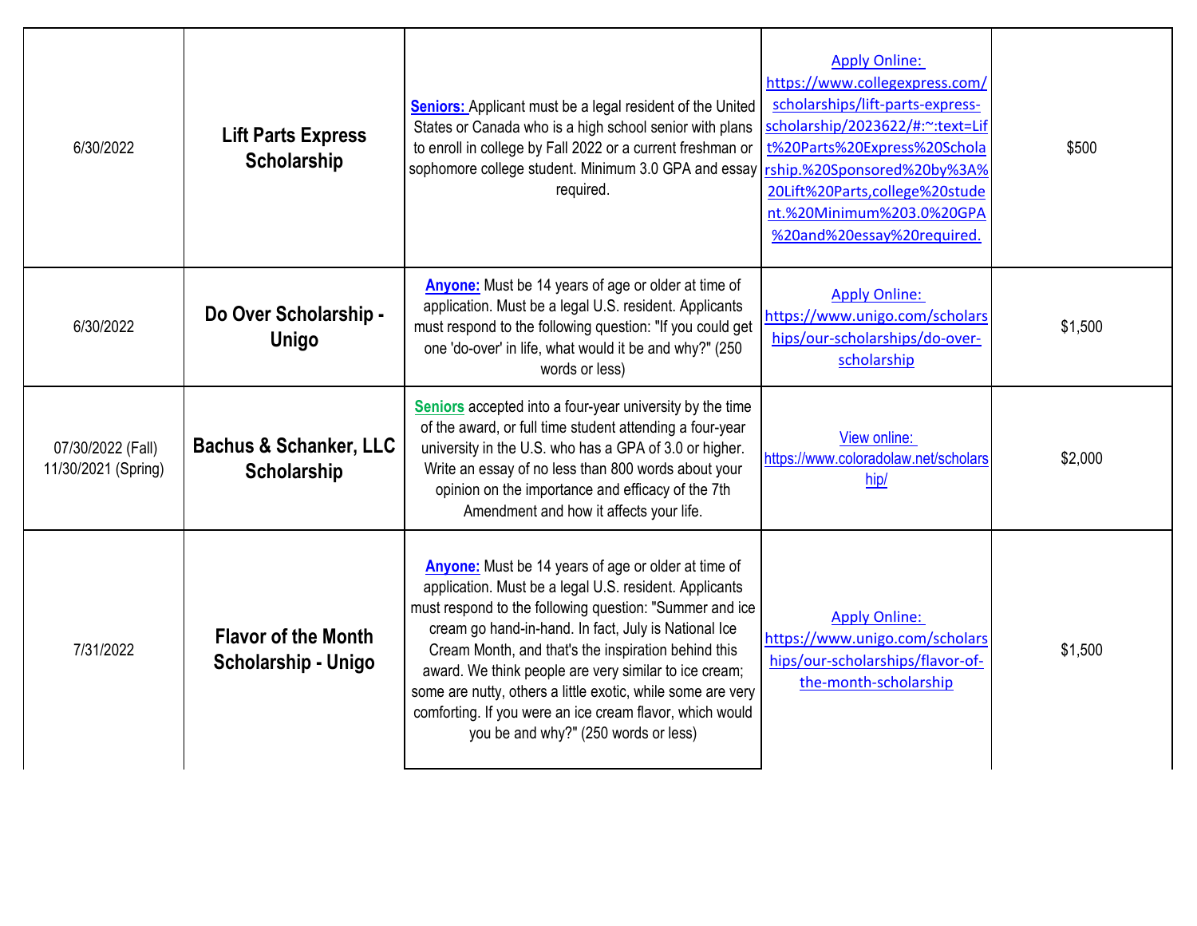| | | | | |
|---|---|---|---|---|
| 6/30/2022 | **Lift Parts Express Scholarship** | **Seniors:** Applicant must be a legal resident of the United States or Canada who is a high school senior with plans to enroll in college by Fall 2022 or a current freshman or sophomore college student. Minimum 3.0 GPA and essay required. | Apply Online: https://www.collegexpress.com/scholarships/lift-parts-express-scholarship/2023622/#:~:text=Lift%20Parts%20Express%20Scholarship.%20Sponsored%20by%3A%20Lift%20Parts,college%20student.%20Minimum%203.0%20GPA%20and%20essay%20required. | $500 |
| 6/30/2022 | **Do Over Scholarship - Unigo** | **Anyone:** Must be 14 years of age or older at time of application. Must be a legal U.S. resident. Applicants must respond to the following question: "If you could get one 'do-over' in life, what would it be and why?" (250 words or less) | Apply Online: https://www.unigo.com/scholarships/our-scholarships/do-over-scholarship | $1,500 |
| 07/30/2022 (Fall) 11/30/2021 (Spring) | **Bachus & Schanker, LLC Scholarship** | **Seniors** accepted into a four-year university by the time of the award, or full time student attending a four-year university in the U.S. who has a GPA of 3.0 or higher. Write an essay of no less than 800 words about your opinion on the importance and efficacy of the 7th Amendment and how it affects your life. | View online: https://www.coloradolaw.net/scholarship/ | $2,000 |
| 7/31/2022 | **Flavor of the Month Scholarship - Unigo** | **Anyone:** Must be 14 years of age or older at time of application. Must be a legal U.S. resident. Applicants must respond to the following question: "Summer and ice cream go hand-in-hand. In fact, July is National Ice Cream Month, and that's the inspiration behind this award. We think people are very similar to ice cream; some are nutty, others a little exotic, while some are very comforting. If you were an ice cream flavor, which would you be and why?" (250 words or less) | Apply Online: https://www.unigo.com/scholarships/our-scholarships/flavor-of-the-month-scholarship | $1,500 |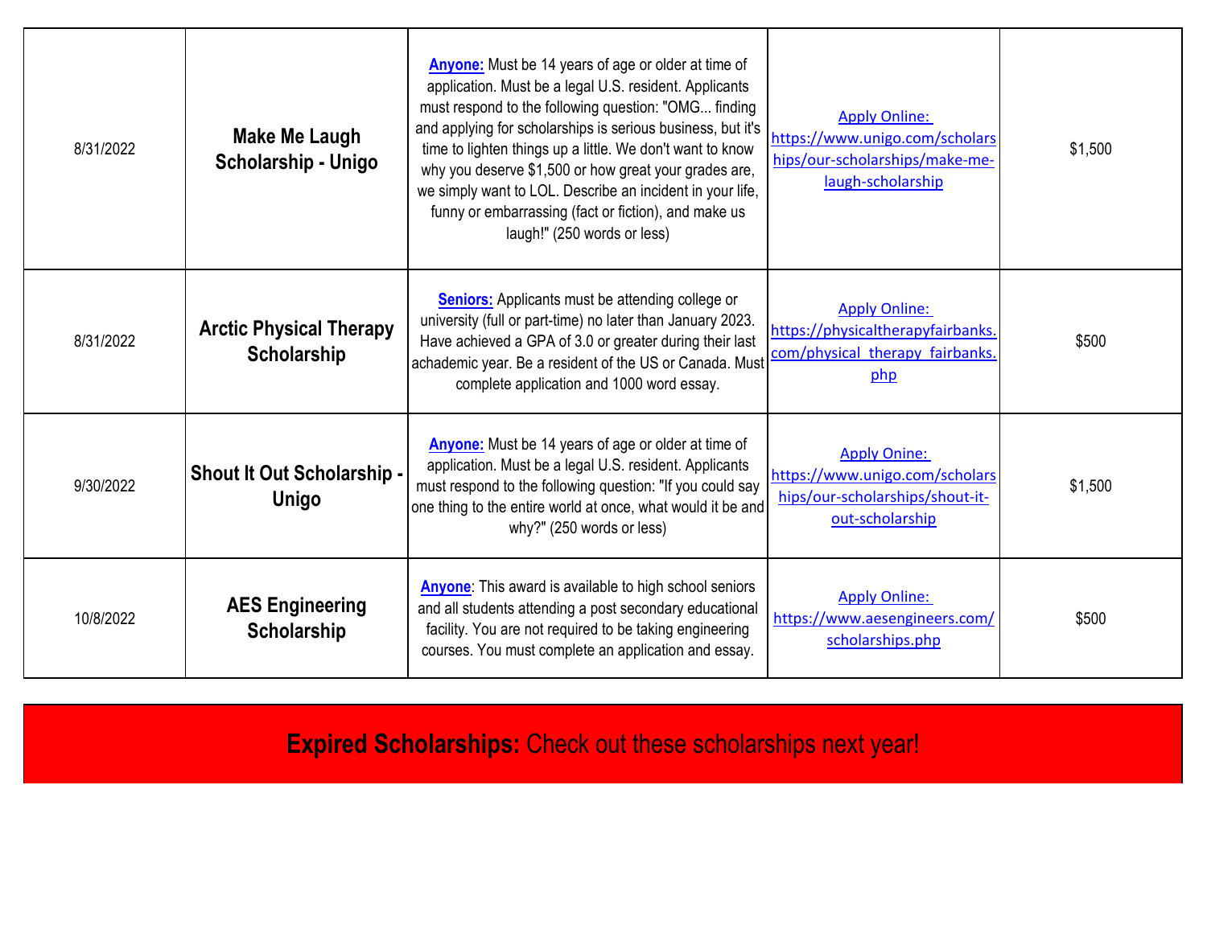| | | | | |
|---|---|---|---|---|
| 8/31/2022 | **Make Me Laugh Scholarship - Unigo** | **Anyone:** Must be 14 years of age or older at time of application. Must be a legal U.S. resident. Applicants must respond to the following question: "OMG... finding and applying for scholarships is serious business, but it's time to lighten things up a little. We don't want to know why you deserve $1,500 or how great your grades are, we simply want to LOL. Describe an incident in your life, funny or embarrassing (fact or fiction), and make us laugh!" (250 words or less) | Apply Online: https://www.unigo.com/scholarships/our-scholarships/make-me-laugh-scholarship | $1,500 |
| 8/31/2022 | **Arctic Physical Therapy Scholarship** | **Seniors:** Applicants must be attending college or university (full or part-time) no later than January 2023. Have achieved a GPA of 3.0 or greater during their last achademic year. Be a resident of the US or Canada. Must complete application and 1000 word essay. | Apply Online: https://physicaltherapyfairbanks.com/physical_therapy_fairbanks.php | $500 |
| 9/30/2022 | **Shout It Out Scholarship - Unigo** | **Anyone:** Must be 14 years of age or older at time of application. Must be a legal U.S. resident. Applicants must respond to the following question: "If you could say one thing to the entire world at once, what would it be and why?" (250 words or less) | Apply Onine: https://www.unigo.com/scholarships/our-scholarships/shout-it-out-scholarship | $1,500 |
| 10/8/2022 | **AES Engineering Scholarship** | **Anyone**: This award is available to high school seniors and all students attending a post secondary educational facility. You are not required to be taking engineering courses. You must complete an application and essay. | Apply Online: https://www.aesengineers.com/scholarships.php | $500 |

**Expired Scholarships:** Check out these scholarships next year!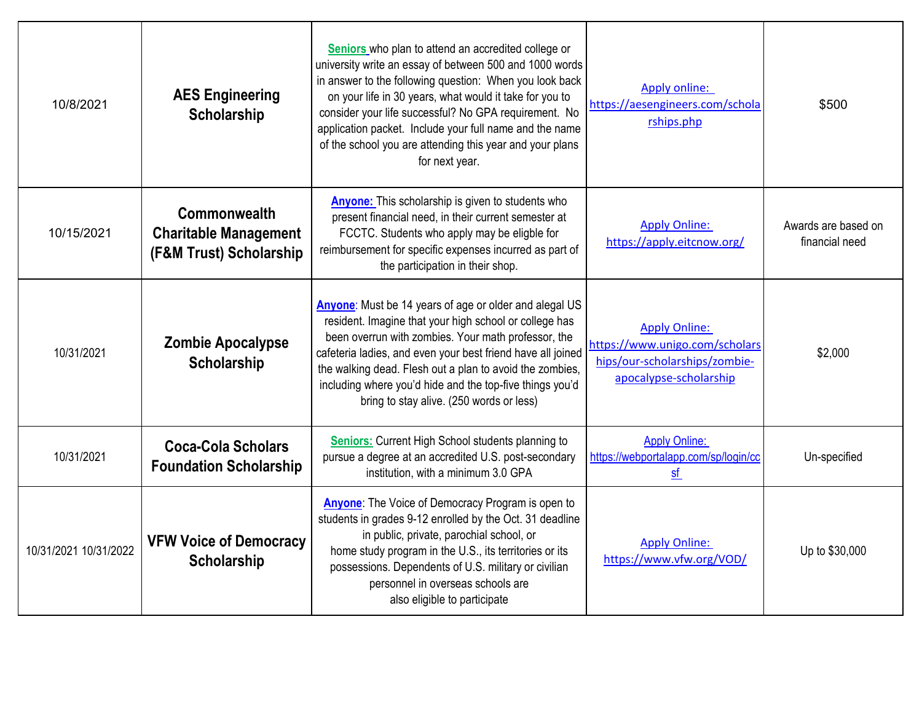| | | | | |
|---|---|---|---|---|
| 10/8/2021 | **AES Engineering Scholarship** | **Seniors** who plan to attend an accredited college or university write an essay of between 500 and 1000 words in answer to the following question: When you look back on your life in 30 years, what would it take for you to consider your life successful? No GPA requirement. No application packet. Include your full name and the name of the school you are attending this year and your plans for next year. | Apply online: https://aesengineers.com/scholarships.php | $500 |
| 10/15/2021 | **Commonwealth Charitable Management (F&M Trust) Scholarship** | **Anyone:** This scholarship is given to students who present financial need, in their current semester at FCCTC. Students who apply may be eligble for reimbursement for specific expenses incurred as part of the participation in their shop. | Apply Online: https://apply.eitcnow.org/ | Awards are based on financial need |
| 10/31/2021 | **Zombie Apocalypse Scholarship** | **Anyone**: Must be 14 years of age or older and alegal US resident. Imagine that your high school or college has been overrun with zombies. Your math professor, the cafeteria ladies, and even your best friend have all joined the walking dead. Flesh out a plan to avoid the zombies, including where you'd hide and the top-five things you'd bring to stay alive. (250 words or less) | Apply Online: https://www.unigo.com/scholarships/our-scholarships/zombie-apocalypse-scholarship | $2,000 |
| 10/31/2021 | **Coca-Cola Scholars Foundation Scholarship** | **Seniors:** Current High School students planning to pursue a degree at an accredited U.S. post-secondary institution, with a minimum 3.0 GPA | Apply Online: https://webportalapp.com/sp/login/ccsf | Un-specified |
| 10/31/2021 10/31/2022 | **VFW Voice of Democracy Scholarship** | **Anyone**: The Voice of Democracy Program is open to students in grades 9-12 enrolled by the Oct. 31 deadline in public, private, parochial school, or home study program in the U.S., its territories or its possessions. Dependents of U.S. military or civilian personnel in overseas schools are also eligible to participate | Apply Online: https://www.vfw.org/VOD/ | Up to $30,000 |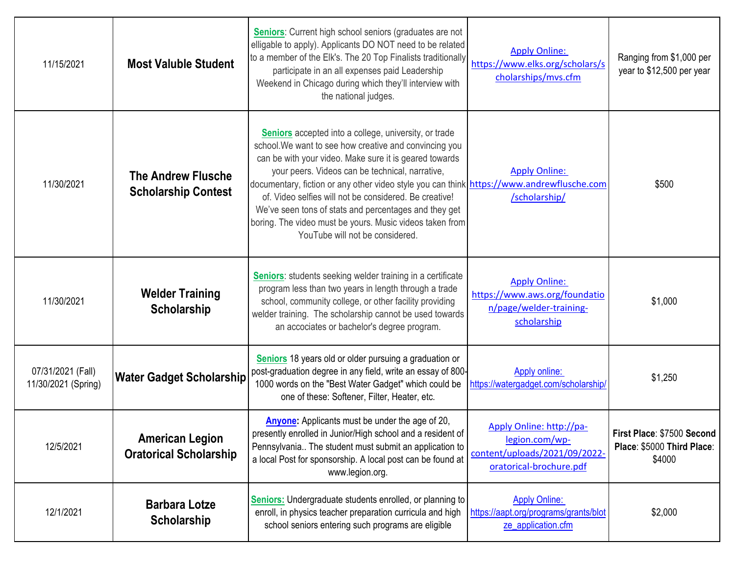| | | | | |
|---|---|---|---|---|
| 11/15/2021 | **Most Valuble Student** | **Seniors**: Current high school seniors (graduates are not elligable to apply). Applicants DO NOT need to be related to a member of the Elk's. The 20 Top Finalists traditionally participate in an all expenses paid Leadership Weekend in Chicago during which they'll interview with the national judges. | Apply Online: https://www.elks.org/scholars/scholarships/mvs.cfm | Ranging from $1,000 per year to $12,500 per year |
| 11/30/2021 | **The Andrew Flusche Scholarship Contest** | **Seniors** accepted into a college, university, or trade school.We want to see how creative and convincing you can be with your video. Make sure it is geared towards your peers. Videos can be technical, narrative, documentary, fiction or any other video style you can think of. Video selfies will not be considered. Be creative! We've seen tons of stats and percentages and they get boring. The video must be yours. Music videos taken from YouTube will not be considered. | Apply Online: https://www.andrewflusche.com/scholarship/ | $500 |
| 11/30/2021 | **Welder Training Scholarship** | **Seniors**: students seeking welder training in a certificate program less than two years in length through a trade school, community college, or other facility providing welder training. The scholarship cannot be used towards an accociates or bachelor's degree program. | Apply Online: https://www.aws.org/foundation/page/welder-training-scholarship | $1,000 |
| 07/31/2021 (Fall) 11/30/2021 (Spring) | **Water Gadget Scholarship** | **Seniors** 18 years old or older pursuing a graduation or post-graduation degree in any field, write an essay of 800-1000 words on the "Best Water Gadget" which could be one of these: Softener, Filter, Heater, etc. | Apply online: https://watergadget.com/scholarship/ | $1,250 |
| 12/5/2021 | **American Legion Oratorical Scholarship** | **Anyone:** Applicants must be under the age of 20, presently enrolled in Junior/High school and a resident of Pennsylvania.. The student must submit an application to a local Post for sponsorship. A local post can be found at www.legion.org. | Apply Online: http://pa-legion.com/wp-content/uploads/2021/09/2022-oratorical-brochure.pdf | **First Place**: $7500 **Second Place**: $5000 **Third Place**: $4000 |
| 12/1/2021 | **Barbara Lotze Scholarship** | **Seniors:** Undergraduate students enrolled, or planning to enroll, in physics teacher preparation curricula and high school seniors entering such programs are eligible | Apply Online: https://aapt.org/programs/grants/blotze_application.cfm | $2,000 |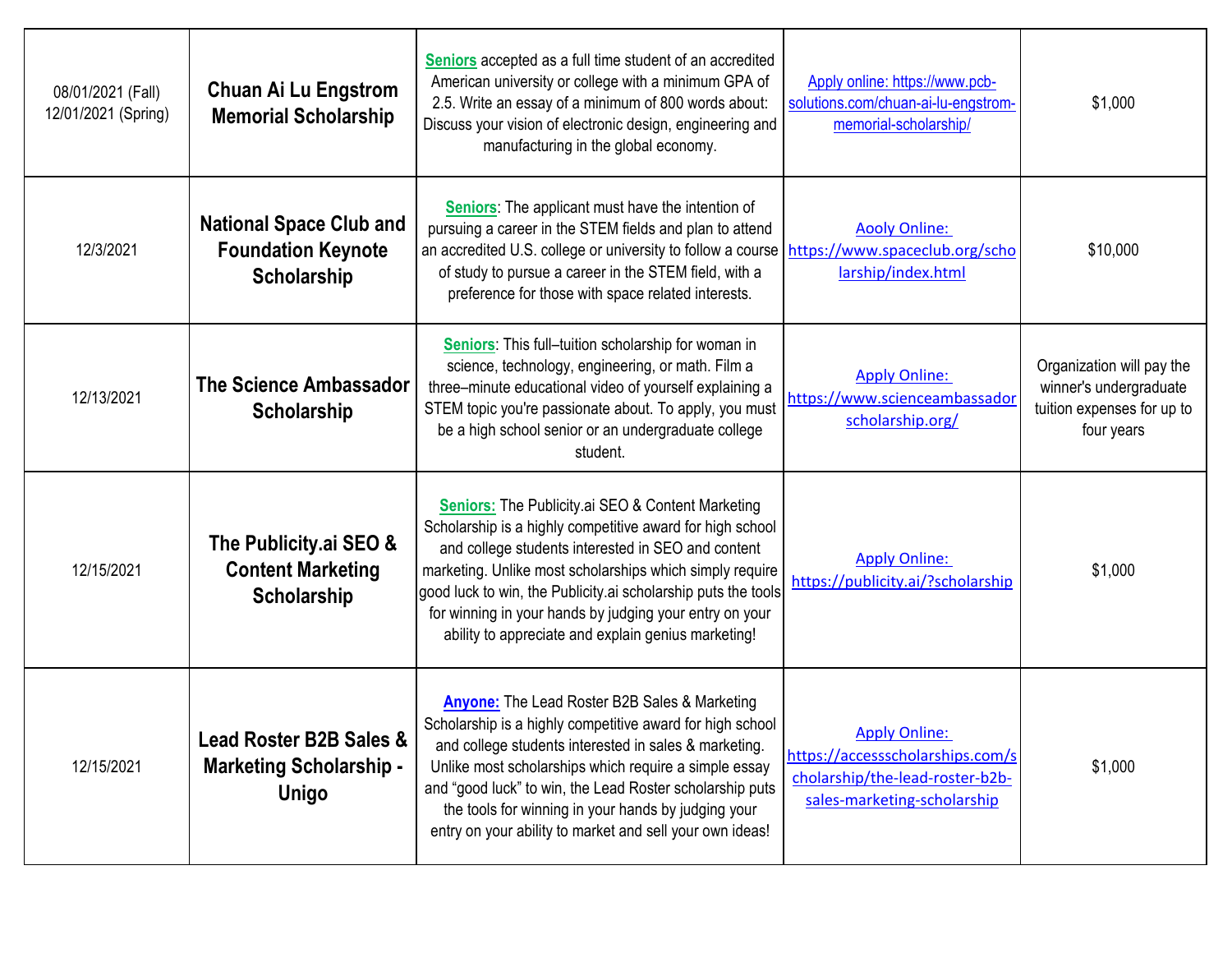| | | | | |
|---|---|---|---|---|
| 08/01/2021 (Fall) 12/01/2021 (Spring) | **Chuan Ai Lu Engstrom Memorial Scholarship** | **Seniors** accepted as a full time student of an accredited American university or college with a minimum GPA of 2.5. Write an essay of a minimum of 800 words about: Discuss your vision of electronic design, engineering and manufacturing in the global economy. | Apply online: https://www.pcb-solutions.com/chuan-ai-lu-engstrom-memorial-scholarship/ | $1,000 |
| 12/3/2021 | **National Space Club and Foundation Keynote Scholarship** | **Seniors**: The applicant must have the intention of pursuing a career in the STEM fields and plan to attend an accredited U.S. college or university to follow a course of study to pursue a career in the STEM field, with a preference for those with space related interests. | Aooly Online: https://www.spaceclub.org/scholarship/index.html | $10,000 |
| 12/13/2021 | **The Science Ambassador Scholarship** | **Seniors**: This full–tuition scholarship for woman in science, technology, engineering, or math. Film a three–minute educational video of yourself explaining a STEM topic you're passionate about. To apply, you must be a high school senior or an undergraduate college student. | Apply Online: https://www.scienceambassadorscholarship.org/ | Organization will pay the winner's undergraduate tuition expenses for up to four years |
| 12/15/2021 | **The Publicity.ai SEO & Content Marketing Scholarship** | **Seniors:** The Publicity.ai SEO & Content Marketing Scholarship is a highly competitive award for high school and college students interested in SEO and content marketing. Unlike most scholarships which simply require good luck to win, the Publicity.ai scholarship puts the tools for winning in your hands by judging your entry on your ability to appreciate and explain genius marketing! | Apply Online: https://publicity.ai/?scholarship | $1,000 |
| 12/15/2021 | **Lead Roster B2B Sales & Marketing Scholarship - Unigo** | **Anyone:** The Lead Roster B2B Sales & Marketing Scholarship is a highly competitive award for high school and college students interested in sales & marketing. Unlike most scholarships which require a simple essay and "good luck" to win, the Lead Roster scholarship puts the tools for winning in your hands by judging your entry on your ability to market and sell your own ideas! | Apply Online: https://accessscholarships.com/scholarship/the-lead-roster-b2b-sales-marketing-scholarship | $1,000 |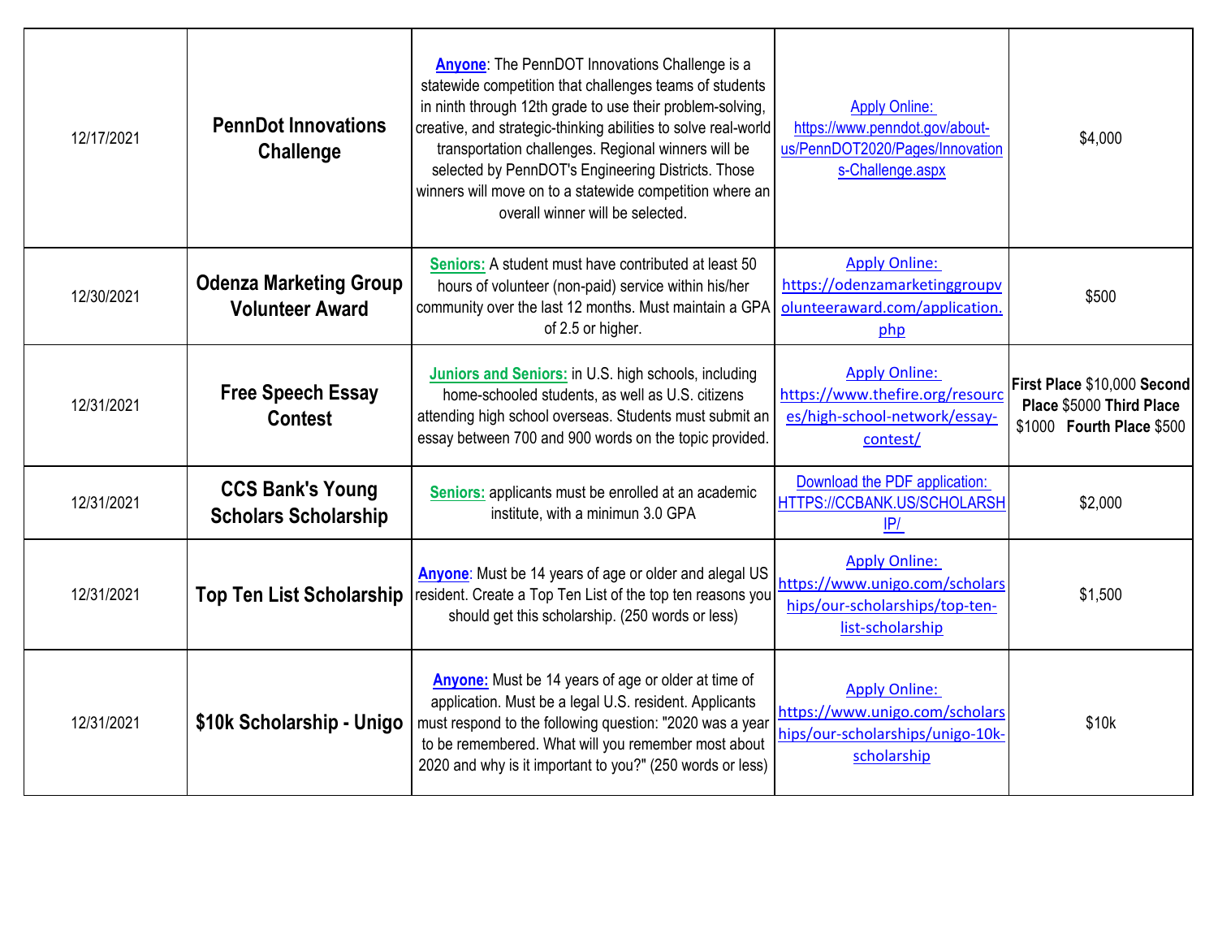| | | | | |
|---|---|---|---|---|
| 12/17/2021 | **PennDot Innovations Challenge** | **Anyone**: The PennDOT Innovations Challenge is a statewide competition that challenges teams of students in ninth through 12th grade to use their problem-solving, creative, and strategic-thinking abilities to solve real-world transportation challenges. Regional winners will be selected by PennDOT's Engineering Districts. Those winners will move on to a statewide competition where an overall winner will be selected. | Apply Online: https://www.penndot.gov/about-us/PennDOT2020/Pages/Innovations-Challenge.aspx | $4,000 |
| 12/30/2021 | **Odenza Marketing Group Volunteer Award** | **Seniors:** A student must have contributed at least 50 hours of volunteer (non-paid) service within his/her community over the last 12 months. Must maintain a GPA of 2.5 or higher. | Apply Online: https://odenzamarketinggroupvolunteeraward.com/application.php | $500 |
| 12/31/2021 | **Free Speech Essay Contest** | **Juniors and Seniors:** in U.S. high schools, including home-schooled students, as well as U.S. citizens attending high school overseas. Students must submit an essay between 700 and 900 words on the topic provided. | Apply Online: https://www.thefire.org/resources/high-school-network/essay-contest/ | **First Place** $10,000 **Second Place** $5000 **Third Place** $1000 **Fourth Place** $500 |
| 12/31/2021 | **CCS Bank's Young Scholars Scholarship** | **Seniors:** applicants must be enrolled at an academic institute, with a minimun 3.0 GPA | Download the PDF application: HTTPS://CCBANK.US/SCHOLARSHIP/ | $2,000 |
| 12/31/2021 | **Top Ten List Scholarship** | **Anyone**: Must be 14 years of age or older and alegal US resident. Create a Top Ten List of the top ten reasons you should get this scholarship. (250 words or less) | Apply Online: https://www.unigo.com/scholarships/our-scholarships/top-ten-list-scholarship | $1,500 |
| 12/31/2021 | **$10k Scholarship - Unigo** | **Anyone:** Must be 14 years of age or older at time of application. Must be a legal U.S. resident. Applicants must respond to the following question: "2020 was a year to be remembered. What will you remember most about 2020 and why is it important to you?" (250 words or less) | Apply Online: https://www.unigo.com/scholarships/our-scholarships/unigo-10k-scholarship | $10k |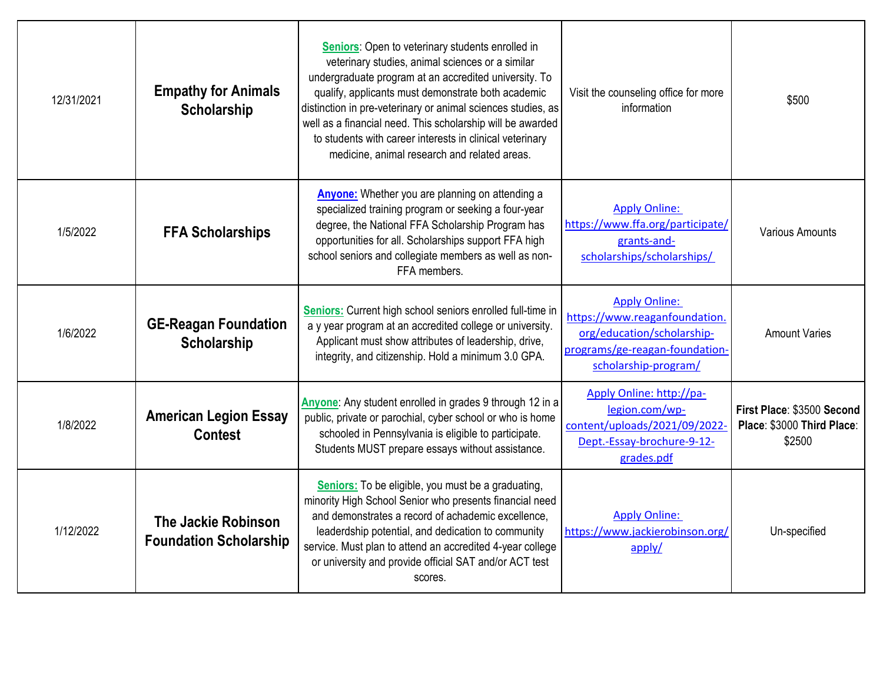| | | | | |
|---|---|---|---|---|
| 12/31/2021 | **Empathy for Animals Scholarship** | **Seniors**: Open to veterinary students enrolled in veterinary studies, animal sciences or a similar undergraduate program at an accredited university. To qualify, applicants must demonstrate both academic distinction in pre-veterinary or animal sciences studies, as well as a financial need. This scholarship will be awarded to students with career interests in clinical veterinary medicine, animal research and related areas. | Visit the counseling office for more information | $500 |
| 1/5/2022 | **FFA Scholarships** | **Anyone:** Whether you are planning on attending a specialized training program or seeking a four-year degree, the National FFA Scholarship Program has opportunities for all. Scholarships support FFA high school seniors and collegiate members as well as non-FFA members. | Apply Online: https://www.ffa.org/participate/grants-and-scholarships/scholarships/ | Various Amounts |
| 1/6/2022 | **GE-Reagan Foundation Scholarship** | **Seniors:** Current high school seniors enrolled full-time in a y year program at an accredited college or university. Applicant must show attributes of leadership, drive, integrity, and citizenship. Hold a minimum 3.0 GPA. | Apply Online: https://www.reaganfoundation.org/education/scholarship-programs/ge-reagan-foundation-scholarship-program/ | Amount Varies |
| 1/8/2022 | **American Legion Essay Contest** | **Anyone**: Any student enrolled in grades 9 through 12 in a public, private or parochial, cyber school or who is home schooled in Pennsylvania is eligible to participate. Students MUST prepare essays without assistance. | Apply Online: http://pa-legion.com/wp-content/uploads/2021/09/2022-Dept.-Essay-brochure-9-12-grades.pdf | **First Place**: $3500 **Second Place**: $3000 **Third Place**: $2500 |
| 1/12/2022 | **The Jackie Robinson Foundation Scholarship** | **Seniors:** To be eligible, you must be a graduating, minority High School Senior who presents financial need and demonstrates a record of achademic excellence, leaderdship potential, and dedication to community service. Must plan to attend an accredited 4-year college or university and provide official SAT and/or ACT test scores. | Apply Online: https://www.jackierobinson.org/apply/ | Un-specified |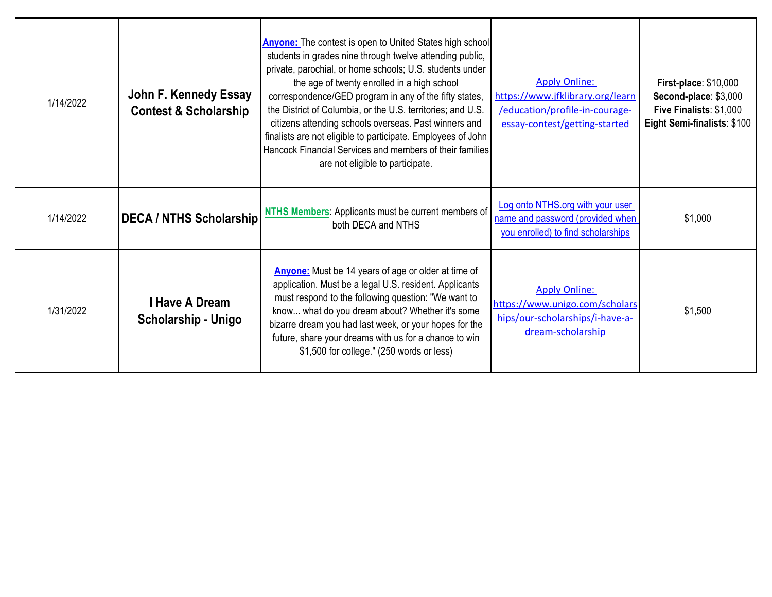| | | | | |
|---|---|---|---|---|
| 1/14/2022 | **John F. Kennedy Essay Contest & Scholarship** | **Anyone:** The contest is open to United States high school students in grades nine through twelve attending public, private, parochial, or home schools; U.S. students under the age of twenty enrolled in a high school correspondence/GED program in any of the fifty states, the District of Columbia, or the U.S. territories; and U.S. citizens attending schools overseas. Past winners and finalists are not eligible to participate. Employees of John Hancock Financial Services and members of their families are not eligible to participate. | Apply Online: https://www.jfklibrary.org/learn/education/profile-in-courage-essay-contest/getting-started | **First-place**: $10,000 **Second-place**: $3,000 **Five Finalists**: $1,000 **Eight Semi-finalists**: $100 |
| 1/14/2022 | **DECA / NTHS Scholarship** | **NTHS Members**: Applicants must be current members of both DECA and NTHS | Log onto NTHS.org with your user name and password (provided when you enrolled) to find scholarships | $1,000 |
| 1/31/2022 | **I Have A Dream Scholarship - Unigo** | **Anyone:** Must be 14 years of age or older at time of application. Must be a legal U.S. resident. Applicants must respond to the following question: "We want to know... what do you dream about? Whether it's some bizarre dream you had last week, or your hopes for the future, share your dreams with us for a chance to win $1,500 for college." (250 words or less) | Apply Online: https://www.unigo.com/scholarships/our-scholarships/i-have-a-dream-scholarship | $1,500 |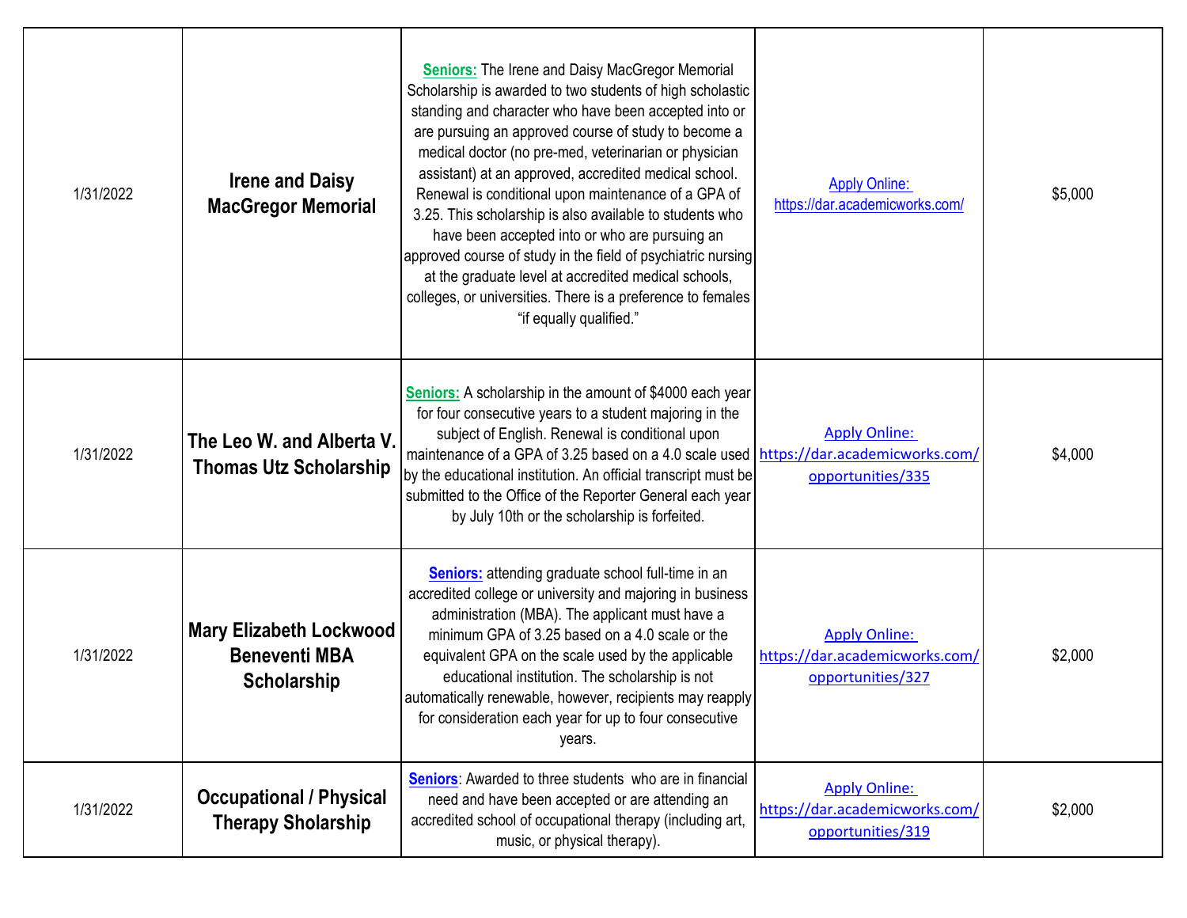| | | | | |
|---|---|---|---|---|
| 1/31/2022 | **Irene and Daisy MacGregor Memorial** | **Seniors:** The Irene and Daisy MacGregor Memorial Scholarship is awarded to two students of high scholastic standing and character who have been accepted into or are pursuing an approved course of study to become a medical doctor (no pre-med, veterinarian or physician assistant) at an approved, accredited medical school. Renewal is conditional upon maintenance of a GPA of 3.25. This scholarship is also available to students who have been accepted into or who are pursuing an approved course of study in the field of psychiatric nursing at the graduate level at accredited medical schools, colleges, or universities. There is a preference to females "if equally qualified." | Apply Online: https://dar.academicworks.com/ | $5,000 |
| 1/31/2022 | **The Leo W. and Alberta V. Thomas Utz Scholarship** | **Seniors:** A scholarship in the amount of $4000 each year for four consecutive years to a student majoring in the subject of English. Renewal is conditional upon maintenance of a GPA of 3.25 based on a 4.0 scale used by the educational institution. An official transcript must be submitted to the Office of the Reporter General each year by July 10th or the scholarship is forfeited. | Apply Online: https://dar.academicworks.com/opportunities/335 | $4,000 |
| 1/31/2022 | **Mary Elizabeth Lockwood Beneventi MBA Scholarship** | **Seniors:** attending graduate school full-time in an accredited college or university and majoring in business administration (MBA). The applicant must have a minimum GPA of 3.25 based on a 4.0 scale or the equivalent GPA on the scale used by the applicable educational institution. The scholarship is not automatically renewable, however, recipients may reapply for consideration each year for up to four consecutive years. | Apply Online: https://dar.academicworks.com/opportunities/327 | $2,000 |
| 1/31/2022 | **Occupational / Physical Therapy Sholarship** | **Seniors**: Awarded to three students who are in financial need and have been accepted or are attending an accredited school of occupational therapy (including art, music, or physical therapy). | Apply Online: https://dar.academicworks.com/opportunities/319 | $2,000 |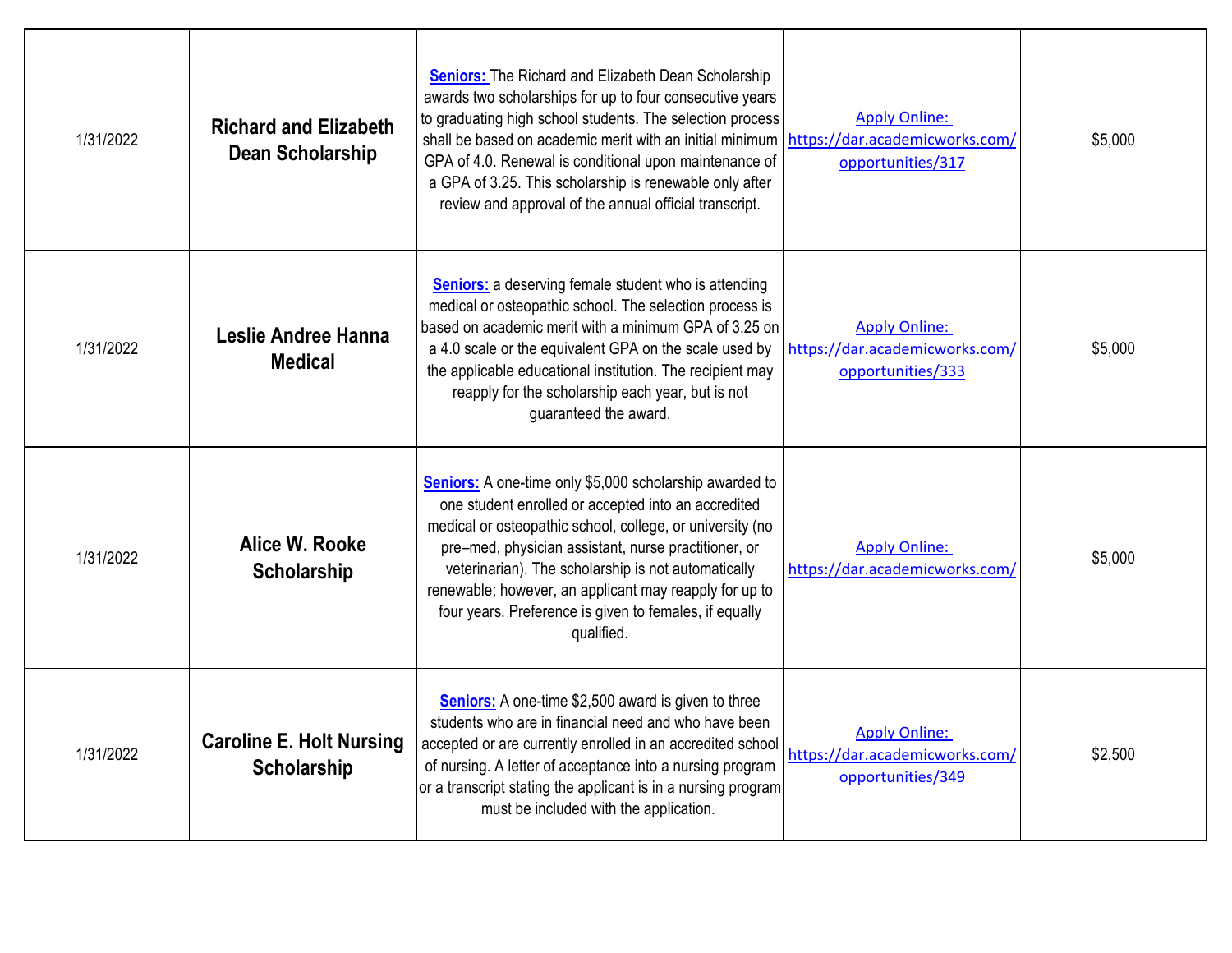| | | | | |
|---|---|---|---|---|
| 1/31/2022 | **Richard and Elizabeth Dean Scholarship** | **Seniors:** The Richard and Elizabeth Dean Scholarship awards two scholarships for up to four consecutive years to graduating high school students. The selection process shall be based on academic merit with an initial minimum GPA of 4.0. Renewal is conditional upon maintenance of a GPA of 3.25. This scholarship is renewable only after review and approval of the annual official transcript. | Apply Online: https://dar.academicworks.com/opportunities/317 | $5,000 |
| 1/31/2022 | **Leslie Andree Hanna Medical** | **Seniors:** a deserving female student who is attending medical or osteopathic school. The selection process is based on academic merit with a minimum GPA of 3.25 on a 4.0 scale or the equivalent GPA on the scale used by the applicable educational institution. The recipient may reapply for the scholarship each year, but is not guaranteed the award. | Apply Online: https://dar.academicworks.com/opportunities/333 | $5,000 |
| 1/31/2022 | **Alice W. Rooke Scholarship** | **Seniors:** A one-time only $5,000 scholarship awarded to one student enrolled or accepted into an accredited medical or osteopathic school, college, or university (no pre–med, physician assistant, nurse practitioner, or veterinarian). The scholarship is not automatically renewable; however, an applicant may reapply for up to four years. Preference is given to females, if equally qualified. | Apply Online: https://dar.academicworks.com/ | $5,000 |
| 1/31/2022 | **Caroline E. Holt Nursing Scholarship** | **Seniors:** A one-time $2,500 award is given to three students who are in financial need and who have been accepted or are currently enrolled in an accredited school of nursing. A letter of acceptance into a nursing program or a transcript stating the applicant is in a nursing program must be included with the application. | Apply Online: https://dar.academicworks.com/opportunities/349 | $2,500 |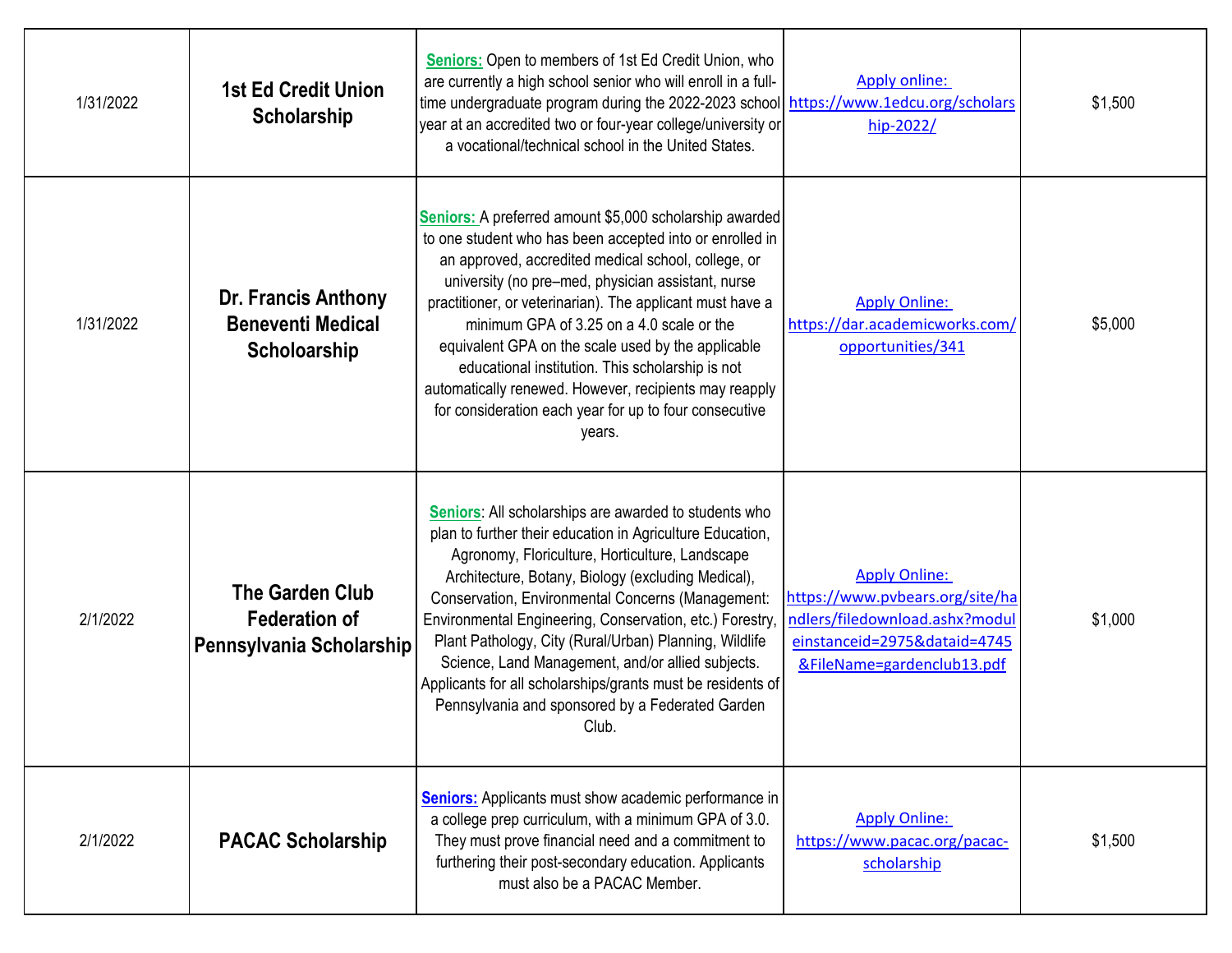| | | | | |
|---|---|---|---|---|
| 1/31/2022 | **1st Ed Credit Union Scholarship** | **Seniors:** Open to members of 1st Ed Credit Union, who are currently a high school senior who will enroll in a full-time undergraduate program during the 2022-2023 school year at an accredited two or four-year college/university or a vocational/technical school in the United States. | Apply online: https://www.1edcu.org/scholarship-2022/ | $1,500 |
| 1/31/2022 | **Dr. Francis Anthony Beneventi Medical Scholoarship** | **Seniors:** A preferred amount $5,000 scholarship awarded to one student who has been accepted into or enrolled in an approved, accredited medical school, college, or university (no pre–med, physician assistant, nurse practitioner, or veterinarian). The applicant must have a minimum GPA of 3.25 on a 4.0 scale or the equivalent GPA on the scale used by the applicable educational institution. This scholarship is not automatically renewed. However, recipients may reapply for consideration each year for up to four consecutive years. | Apply Online: https://dar.academicworks.com/opportunities/341 | $5,000 |
| 2/1/2022 | **The Garden Club Federation of Pennsylvania Scholarship** | **Seniors**: All scholarships are awarded to students who plan to further their education in Agriculture Education, Agronomy, Floriculture, Horticulture, Landscape Architecture, Botany, Biology (excluding Medical), Conservation, Environmental Concerns (Management: Environmental Engineering, Conservation, etc.) Forestry, Plant Pathology, City (Rural/Urban) Planning, Wildlife Science, Land Management, and/or allied subjects. Applicants for all scholarships/grants must be residents of Pennsylvania and sponsored by a Federated Garden Club. | Apply Online: https://www.pvbears.org/site/handlers/filedownload.ashx?moduleinstanceid=2975&dataid=4745&FileName=gardenclub13.pdf | $1,000 |
| 2/1/2022 | **PACAC Scholarship** | **Seniors:** Applicants must show academic performance in a college prep curriculum, with a minimum GPA of 3.0. They must prove financial need and a commitment to furthering their post-secondary education. Applicants must also be a PACAC Member. | Apply Online: https://www.pacac.org/pacac-scholarship | $1,500 |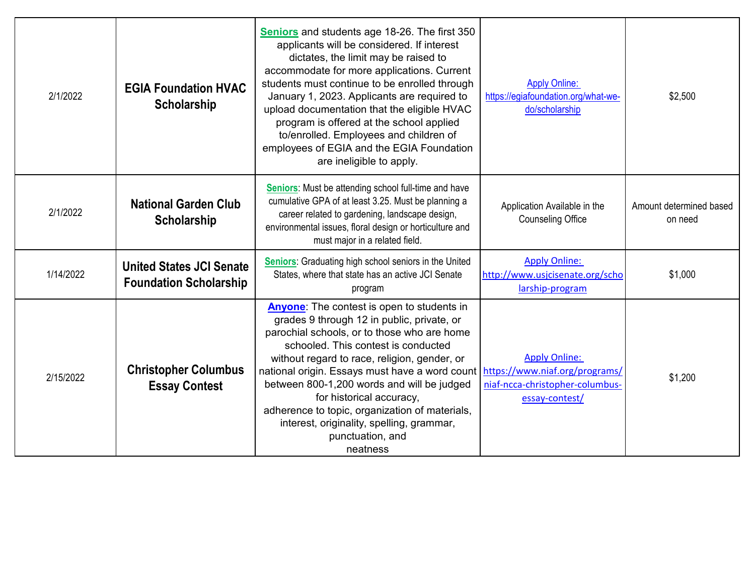| | | | | |
|---|---|---|---|---|
| 2/1/2022 | **EGIA Foundation HVAC Scholarship** | **Seniors** and students age 18-26. The first 350 applicants will be considered. If interest dictates, the limit may be raised to accommodate for more applications. Current students must continue to be enrolled through January 1, 2023. Applicants are required to upload documentation that the eligible HVAC program is offered at the school applied to/enrolled. Employees and children of employees of EGIA and the EGIA Foundation are ineligible to apply. | Apply Online: https://egiafoundation.org/what-we-do/scholarship | $2,500 |
| 2/1/2022 | **National Garden Club Scholarship** | **Seniors**: Must be attending school full-time and have cumulative GPA of at least 3.25. Must be planning a career related to gardening, landscape design, environmental issues, floral design or horticulture and must major in a related field. | Application Available in the Counseling Office | Amount determined based on need |
| 1/14/2022 | **United States JCI Senate Foundation Scholarship** | **Seniors**: Graduating high school seniors in the United States, where that state has an active JCI Senate program | Apply Online: http://www.usjcisenate.org/scholarship-program | $1,000 |
| 2/15/2022 | **Christopher Columbus Essay Contest** | **Anyone**: The contest is open to students in grades 9 through 12 in public, private, or parochial schools, or to those who are home schooled. This contest is conducted without regard to race, religion, gender, or national origin. Essays must have a word count between 800-1,200 words and will be judged for historical accuracy, adherence to topic, organization of materials, interest, originality, spelling, grammar, punctuation, and neatness | Apply Online: https://www.niaf.org/programs/niaf-ncca-christopher-columbus-essay-contest/ | $1,200 |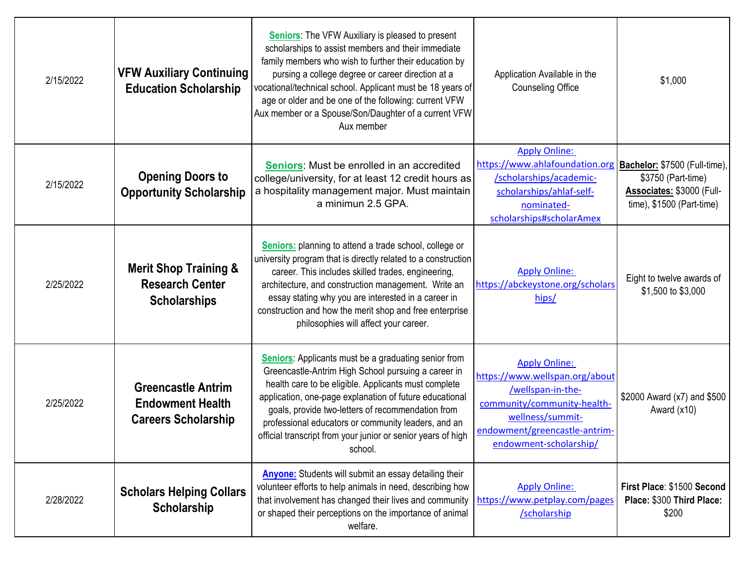| | | | | |
|---|---|---|---|---|
| 2/15/2022 | **VFW Auxiliary Continuing Education Scholarship** | **Seniors**: The VFW Auxiliary is pleased to present scholarships to assist members and their immediate family members who wish to further their education by pursing a college degree or career direction at a vocational/technical school. Applicant must be 18 years of age or older and be one of the following: current VFW Aux member or a Spouse/Son/Daughter of a current VFW Aux member | Application Available in the Counseling Office | $1,000 |
| 2/15/2022 | **Opening Doors to Opportunity Scholarship** | **Seniors**: Must be enrolled in an accredited college/university, for at least 12 credit hours as a hospitality management major. Must maintain a minimun 2.5 GPA. | Apply Online: https://www.ahlafoundation.org/scholarships/academic-scholarships/ahlaf-self-nominated-scholarships#scholarAmex | **Bachelor:** $7500 (Full-time), $3750 (Part-time) **Associates:** $3000 (Full-time), $1500 (Part-time) |
| 2/25/2022 | **Merit Shop Training & Research Center Scholarships** | **Seniors:** planning to attend a trade school, college or university program that is directly related to a construction career. This includes skilled trades, engineering, architecture, and construction management. Write an essay stating why you are interested in a career in construction and how the merit shop and free enterprise philosophies will affect your career. | Apply Online: https://abckeystone.org/scholarships/ | Eight to twelve awards of $1,500 to $3,000 |
| 2/25/2022 | **Greencastle Antrim Endowment Health Careers Scholarship** | **Seniors**: Applicants must be a graduating senior from Greencastle-Antrim High School pursuing a career in health care to be eligible. Applicants must complete application, one-page explanation of future educational goals, provide two-letters of recommendation from professional educators or community leaders, and an official transcript from your junior or senior years of high school. | Apply Online: https://www.wellspan.org/about/wellspan-in-the-community/community-health-wellness/summit-endowment/greencastle-antrim-endowment-scholarship/ | $2000 Award (x7) and $500 Award (x10) |
| 2/28/2022 | **Scholars Helping Collars Scholarship** | **Anyone:** Students will submit an essay detailing their volunteer efforts to help animals in need, describing how that involvement has changed their lives and community or shaped their perceptions on the importance of animal welfare. | Apply Online: https://www.petplay.com/pages/scholarship | **First Place**: $1500 **Second Place:** $300 **Third Place:** $200 |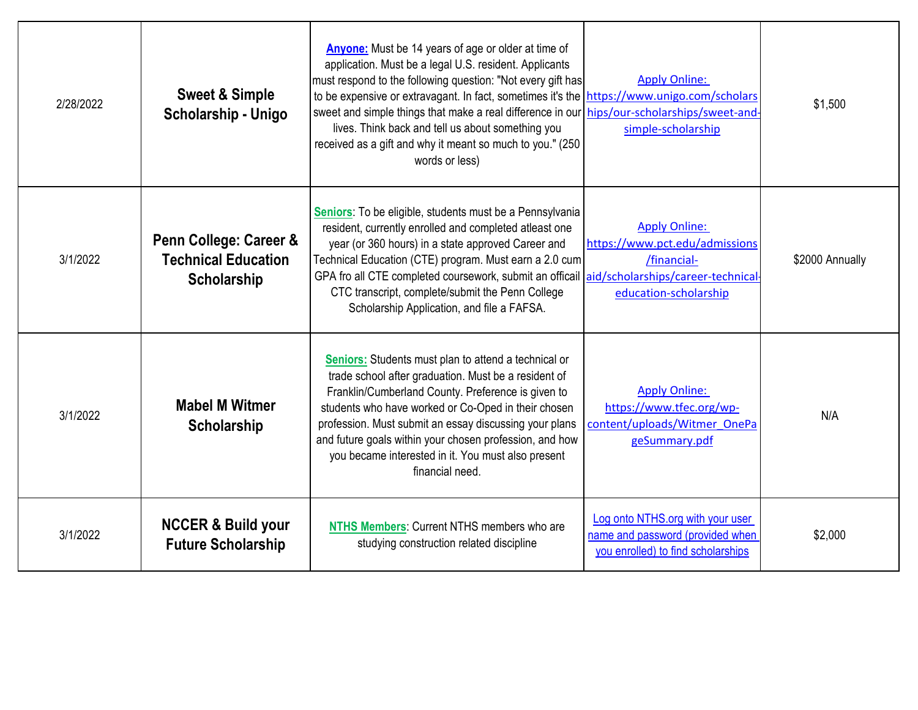| | | | | |
|---|---|---|---|---|
| 2/28/2022 | **Sweet & Simple Scholarship - Unigo** | **Anyone:** Must be 14 years of age or older at time of application. Must be a legal U.S. resident. Applicants must respond to the following question: "Not every gift has to be expensive or extravagant. In fact, sometimes it's the sweet and simple things that make a real difference in our lives. Think back and tell us about something you received as a gift and why it meant so much to you." (250 words or less) | Apply Online: https://www.unigo.com/scholarships/our-scholarships/sweet-and-simple-scholarship | $1,500 |
| 3/1/2022 | **Penn College: Career & Technical Education Scholarship** | **Seniors**: To be eligible, students must be a Pennsylvania resident, currently enrolled and completed atleast one year (or 360 hours) in a state approved Career and Technical Education (CTE) program. Must earn a 2.0 cum GPA fro all CTE completed coursework, submit an officail CTC transcript, complete/submit the Penn College Scholarship Application, and file a FAFSA. | Apply Online: https://www.pct.edu/admissions/financial-aid/scholarships/career-technical-education-scholarship | $2000 Annually |
| 3/1/2022 | **Mabel M Witmer Scholarship** | **Seniors:** Students must plan to attend a technical or trade school after graduation. Must be a resident of Franklin/Cumberland County. Preference is given to students who have worked or Co-Oped in their chosen profession. Must submit an essay discussing your plans and future goals within your chosen profession, and how you became interested in it. You must also present financial need. | Apply Online: https://www.tfec.org/wp-content/uploads/Witmer_OnePageSummary.pdf | N/A |
| 3/1/2022 | **NCCER & Build your Future Scholarship** | **NTHS Members**: Current NTHS members who are studying construction related discipline | Log onto NTHS.org with your user name and password (provided when you enrolled) to find scholarships | $2,000 |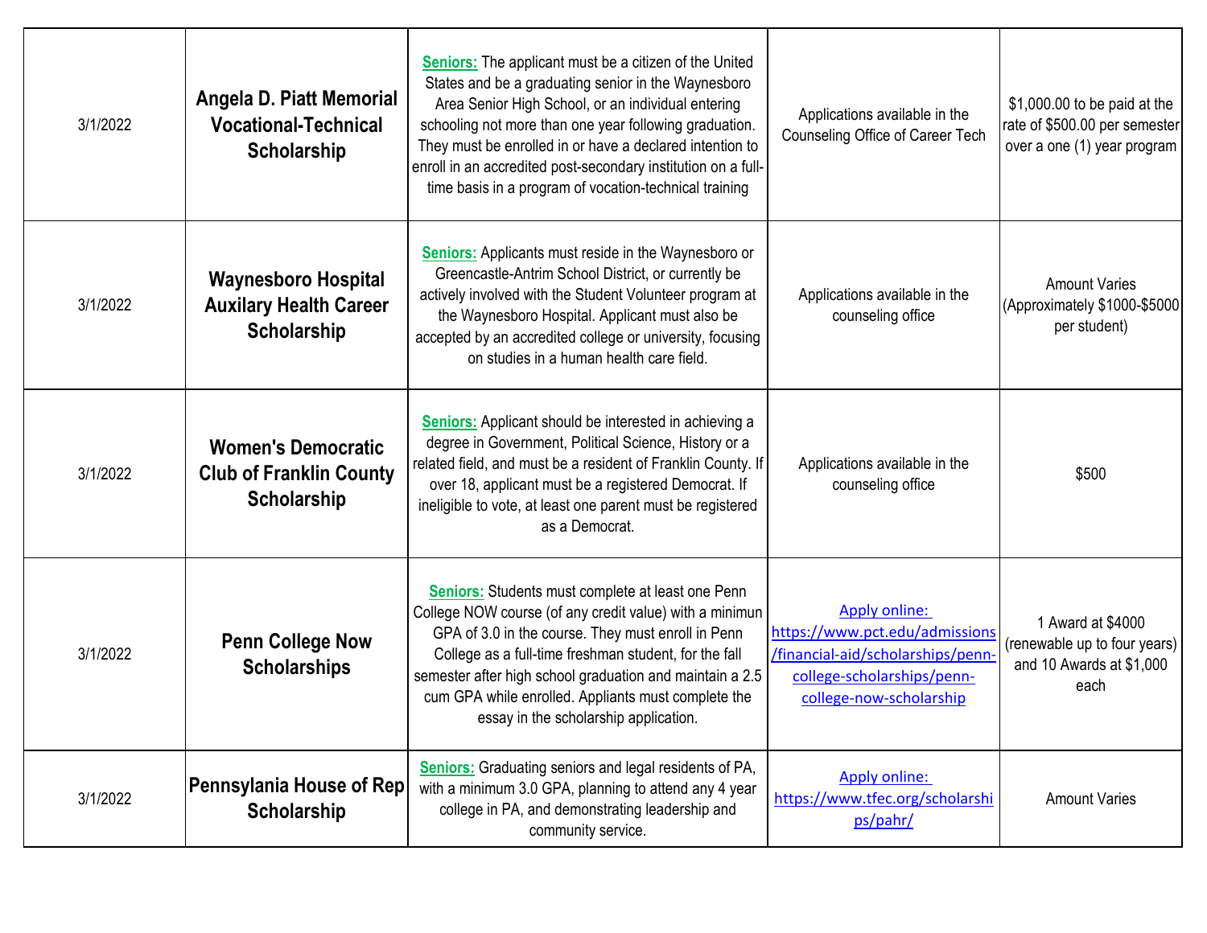| | | | | |
|---|---|---|---|---|
| 3/1/2022 | **Angela D. Piatt Memorial Vocational-Technical Scholarship** | **Seniors:** The applicant must be a citizen of the United States and be a graduating senior in the Waynesboro Area Senior High School, or an individual entering schooling not more than one year following graduation. They must be enrolled in or have a declared intention to enroll in an accredited post-secondary institution on a full-time basis in a program of vocation-technical training | Applications available in the Counseling Office of Career Tech | $1,000.00 to be paid at the rate of $500.00 per semester over a one (1) year program |
| 3/1/2022 | **Waynesboro Hospital Auxilary Health Career Scholarship** | **Seniors:** Applicants must reside in the Waynesboro or Greencastle-Antrim School District, or currently be actively involved with the Student Volunteer program at the Waynesboro Hospital. Applicant must also be accepted by an accredited college or university, focusing on studies in a human health care field. | Applications available in the counseling office | Amount Varies (Approximately $1000-$5000 per student) |
| 3/1/2022 | **Women's Democratic Club of Franklin County Scholarship** | **Seniors:** Applicant should be interested in achieving a degree in Government, Political Science, History or a related field, and must be a resident of Franklin County. If over 18, applicant must be a registered Democrat. If ineligible to vote, at least one parent must be registered as a Democrat. | Applications available in the counseling office | $500 |
| 3/1/2022 | **Penn College Now Scholarships** | **Seniors:** Students must complete at least one Penn College NOW course (of any credit value) with a minimun GPA of 3.0 in the course. They must enroll in Penn College as a full-time freshman student, for the fall semester after high school graduation and maintain a 2.5 cum GPA while enrolled. Appliants must complete the essay in the scholarship application. | Apply online: https://www.pct.edu/admissions/financial-aid/scholarships/penn-college-scholarships/penn-college-now-scholarship | 1 Award at $4000 (renewable up to four years) and 10 Awards at $1,000 each |
| 3/1/2022 | **Pennsylania House of Rep Scholarship** | **Seniors:** Graduating seniors and legal residents of PA, with a minimum 3.0 GPA, planning to attend any 4 year college in PA, and demonstrating leadership and community service. | Apply online: https://www.tfec.org/scholarships/pahr/ | Amount Varies |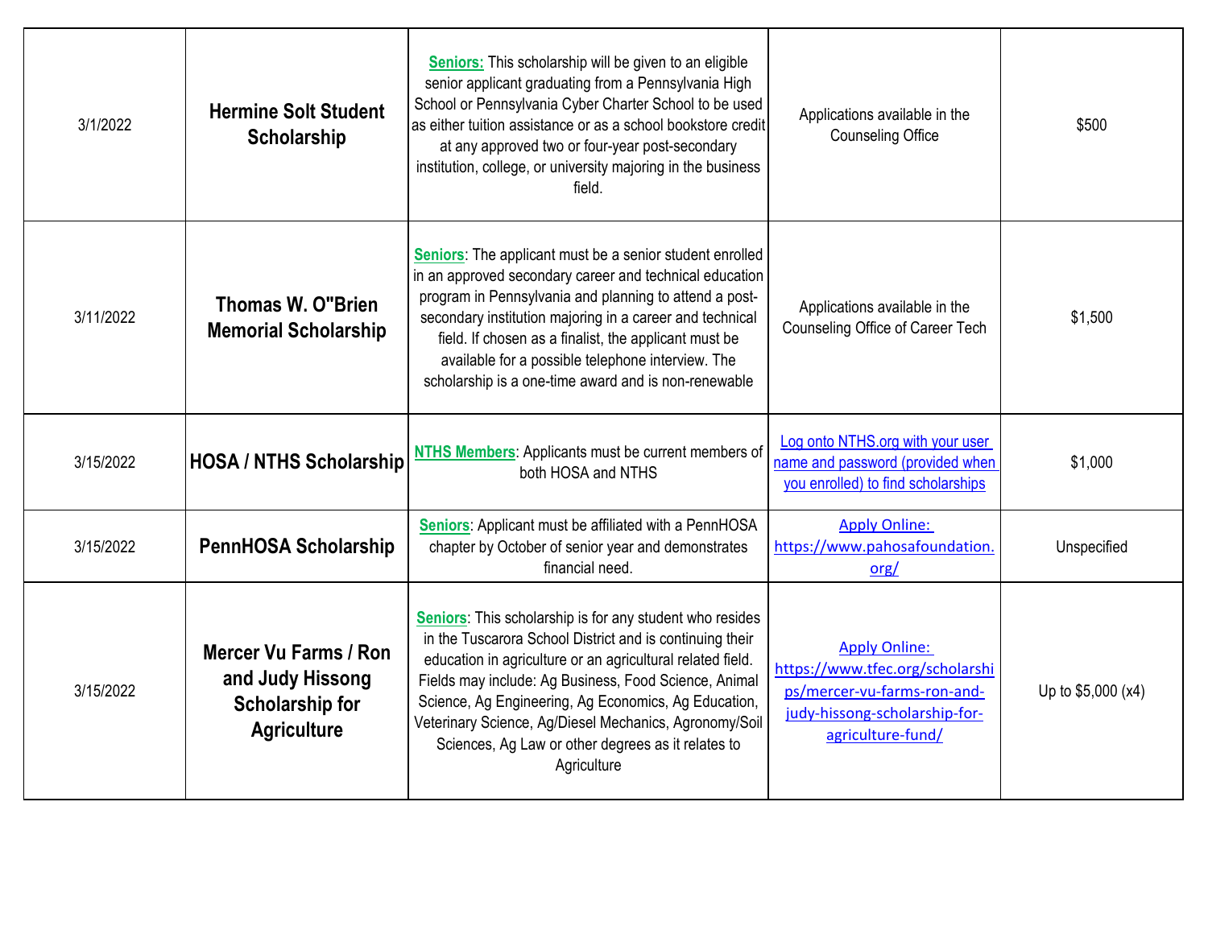| | | | | |
|---|---|---|---|---|
| 3/1/2022 | **Hermine Solt Student Scholarship** | **Seniors:** This scholarship will be given to an eligible senior applicant graduating from a Pennsylvania High School or Pennsylvania Cyber Charter School to be used as either tuition assistance or as a school bookstore credit at any approved two or four-year post-secondary institution, college, or university majoring in the business field. | Applications available in the Counseling Office | $500 |
| 3/11/2022 | **Thomas W. O"Brien Memorial Scholarship** | **Seniors**: The applicant must be a senior student enrolled in an approved secondary career and technical education program in Pennsylvania and planning to attend a post-secondary institution majoring in a career and technical field. If chosen as a finalist, the applicant must be available for a possible telephone interview. The scholarship is a one-time award and is non-renewable | Applications available in the Counseling Office of Career Tech | $1,500 |
| 3/15/2022 | **HOSA / NTHS Scholarship** | **NTHS Members**: Applicants must be current members of both HOSA and NTHS | Log onto NTHS.org with your user name and password (provided when you enrolled) to find scholarships | $1,000 |
| 3/15/2022 | **PennHOSA Scholarship** | **Seniors**: Applicant must be affiliated with a PennHOSA chapter by October of senior year and demonstrates financial need. | Apply Online: https://www.pahosafoundation.org/ | Unspecified |
| 3/15/2022 | **Mercer Vu Farms / Ron and Judy Hissong Scholarship for Agriculture** | **Seniors**: This scholarship is for any student who resides in the Tuscarora School District and is continuing their education in agriculture or an agricultural related field. Fields may include: Ag Business, Food Science, Animal Science, Ag Engineering, Ag Economics, Ag Education, Veterinary Science, Ag/Diesel Mechanics, Agronomy/Soil Sciences, Ag Law or other degrees as it relates to Agriculture | Apply Online: https://www.tfec.org/scholarships/mercer-vu-farms-ron-and-judy-hissong-scholarship-for-agriculture-fund/ | Up to $5,000 (x4) |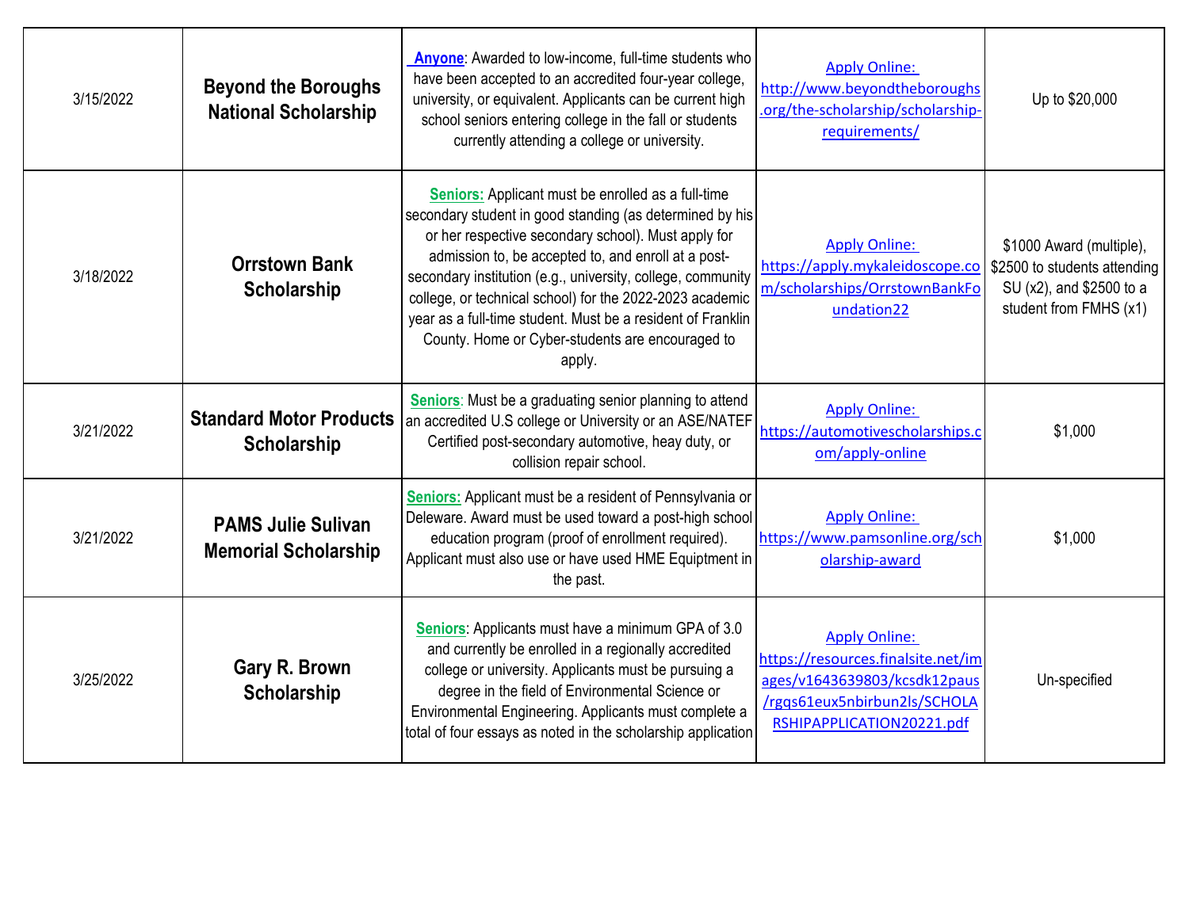| | | | | |
|---|---|---|---|---|
| 3/15/2022 | **Beyond the Boroughs National Scholarship** | **Anyone**: Awarded to low-income, full-time students who have been accepted to an accredited four-year college, university, or equivalent. Applicants can be current high school seniors entering college in the fall or students currently attending a college or university. | Apply Online: http://www.beyondtheboroughs.org/the-scholarship/scholarship-requirements/ | Up to $20,000 |
| 3/18/2022 | **Orrstown Bank Scholarship** | **Seniors:** Applicant must be enrolled as a full-time secondary student in good standing (as determined by his or her respective secondary school). Must apply for admission to, be accepted to, and enroll at a post-secondary institution (e.g., university, college, community college, or technical school) for the 2022-2023 academic year as a full-time student. Must be a resident of Franklin County. Home or Cyber-students are encouraged to apply. | Apply Online: https://apply.mykaleidoscope.com/scholarships/OrrstownBankFoundation22 | $1000 Award (multiple), $2500 to students attending SU (x2), and $2500 to a student from FMHS (x1) |
| 3/21/2022 | **Standard Motor Products Scholarship** | **Seniors**: Must be a graduating senior planning to attend an accredited U.S college or University or an ASE/NATEF Certified post-secondary automotive, heay duty, or collision repair school. | Apply Online: https://automotivescholarships.com/apply-online | $1,000 |
| 3/21/2022 | **PAMS Julie Sulivan Memorial Scholarship** | **Seniors:** Applicant must be a resident of Pennsylvania or Deleware. Award must be used toward a post-high school education program (proof of enrollment required). Applicant must also use or have used HME Equiptment in the past. | Apply Online: https://www.pamsonline.org/scholarship-award | $1,000 |
| 3/25/2022 | **Gary R. Brown Scholarship** | **Seniors**: Applicants must have a minimum GPA of 3.0 and currently be enrolled in a regionally accredited college or university. Applicants must be pursuing a degree in the field of Environmental Science or Environmental Engineering. Applicants must complete a total of four essays as noted in the scholarship application | Apply Online: https://resources.finalsite.net/images/v1643639803/kcsdk12paus/rgqs61eux5nbirbun2ls/SCHOLARSHIPAPPLICATION20221.pdf | Un-specified |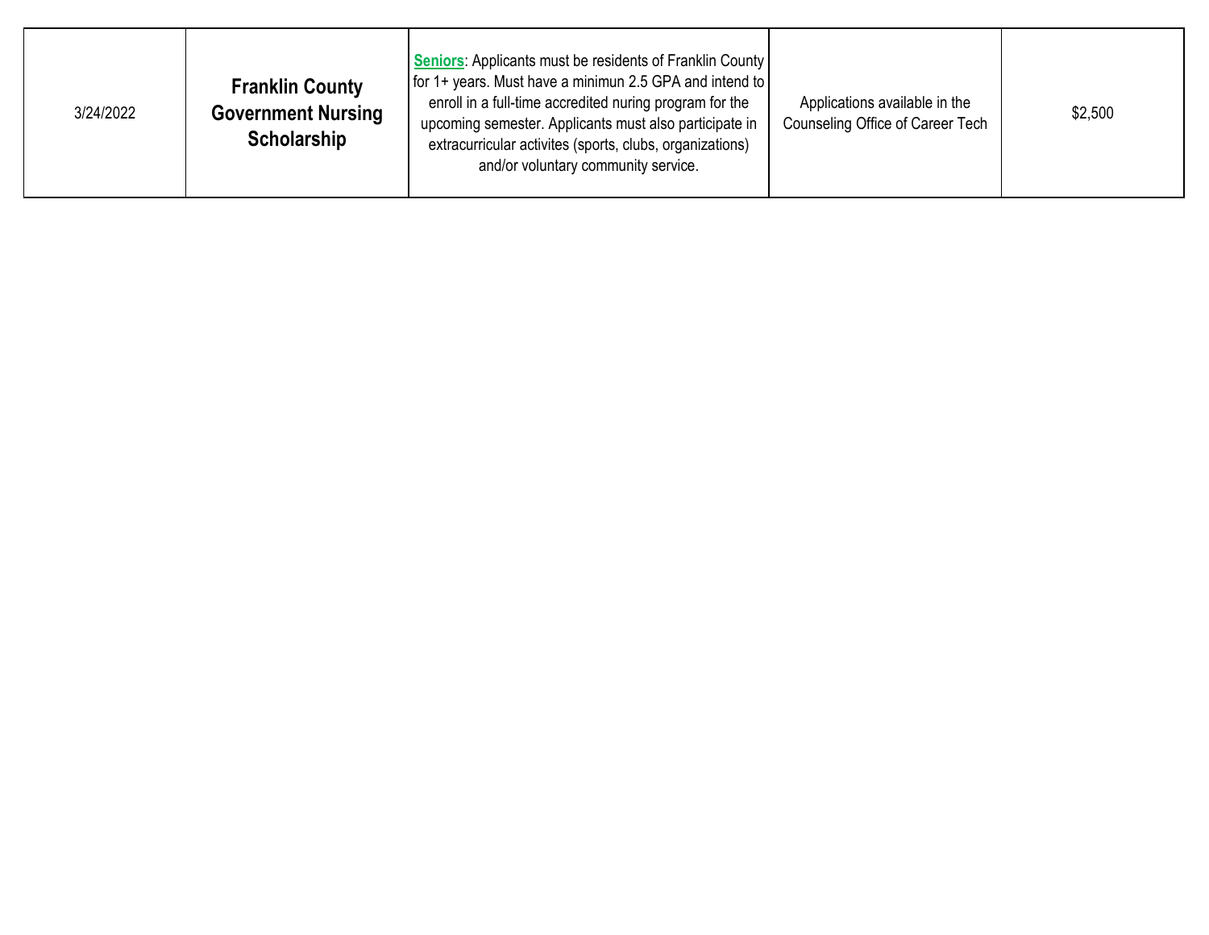| | | | | |
|---|---|---|---|---|
| 3/24/2022 | **Franklin County Government Nursing Scholarship** | **Seniors**: Applicants must be residents of Franklin County for 1+ years. Must have a minimun 2.5 GPA and intend to enroll in a full-time accredited nuring program for the upcoming semester. Applicants must also participate in extracurricular activites (sports, clubs, organizations) and/or voluntary community service. | Applications available in the Counseling Office of Career Tech | $2,500 |